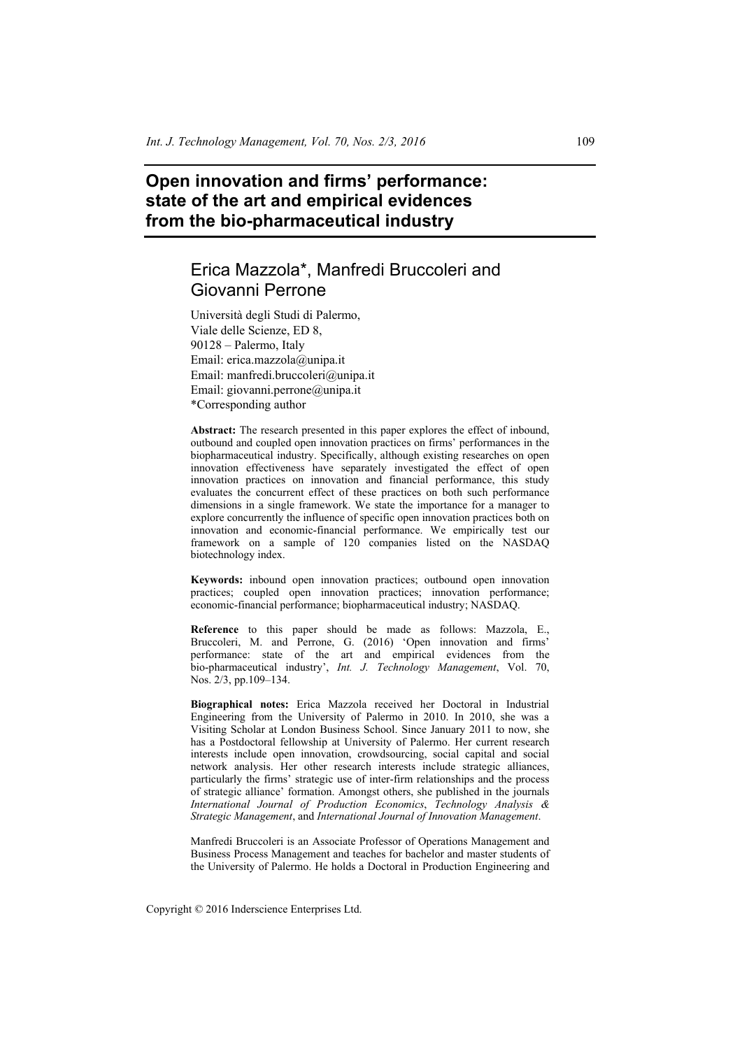# Open innovation and firms' performance: state of the art and empirical evidences from the bio-pharmaceutical industry

## Erica Mazzola*, Manfredi Bruccoleri and Giovanni Perrone

Università degli Studi di Palermo,
Viale delle Scienze, ED 8,
90128 – Palermo, Italy
Email: erica.mazzola@unipa.it
Email: manfredi.bruccoleri@unipa.it
Email: giovanni.perrone@unipa.it
*Corresponding author

**Abstract:** The research presented in this paper explores the effect of inbound, outbound and coupled open innovation practices on firms' performances in the biopharmaceutical industry. Specifically, although existing researches on open innovation effectiveness have separately investigated the effect of open innovation practices on innovation and financial performance, this study evaluates the concurrent effect of these practices on both such performance dimensions in a single framework. We state the importance for a manager to explore concurrently the influence of specific open innovation practices both on innovation and economic-financial performance. We empirically test our framework on a sample of 120 companies listed on the NASDAQ biotechnology index.

**Keywords:** inbound open innovation practices; outbound open innovation practices; coupled open innovation practices; innovation performance; economic-financial performance; biopharmaceutical industry; NASDAQ.

**Reference** to this paper should be made as follows: Mazzola, E., Bruccoleri, M. and Perrone, G. (2016) 'Open innovation and firms' performance: state of the art and empirical evidences from the bio-pharmaceutical industry', *Int. J. Technology Management*, Vol. 70, Nos. 2/3, pp.109–134.

**Biographical notes:** Erica Mazzola received her Doctoral in Industrial Engineering from the University of Palermo in 2010. In 2010, she was a Visiting Scholar at London Business School. Since January 2011 to now, she has a Postdoctoral fellowship at University of Palermo. Her current research interests include open innovation, crowdsourcing, social capital and social network analysis. Her other research interests include strategic alliances, particularly the firms' strategic use of inter-firm relationships and the process of strategic alliance' formation. Amongst others, she published in the journals *International Journal of Production Economics*, *Technology Analysis & Strategic Management*, and *International Journal of Innovation Management*.

Manfredi Bruccoleri is an Associate Professor of Operations Management and Business Process Management and teaches for bachelor and master students of the University of Palermo. He holds a Doctoral in Production Engineering and

Copyright © 2016 Inderscience Enterprises Ltd.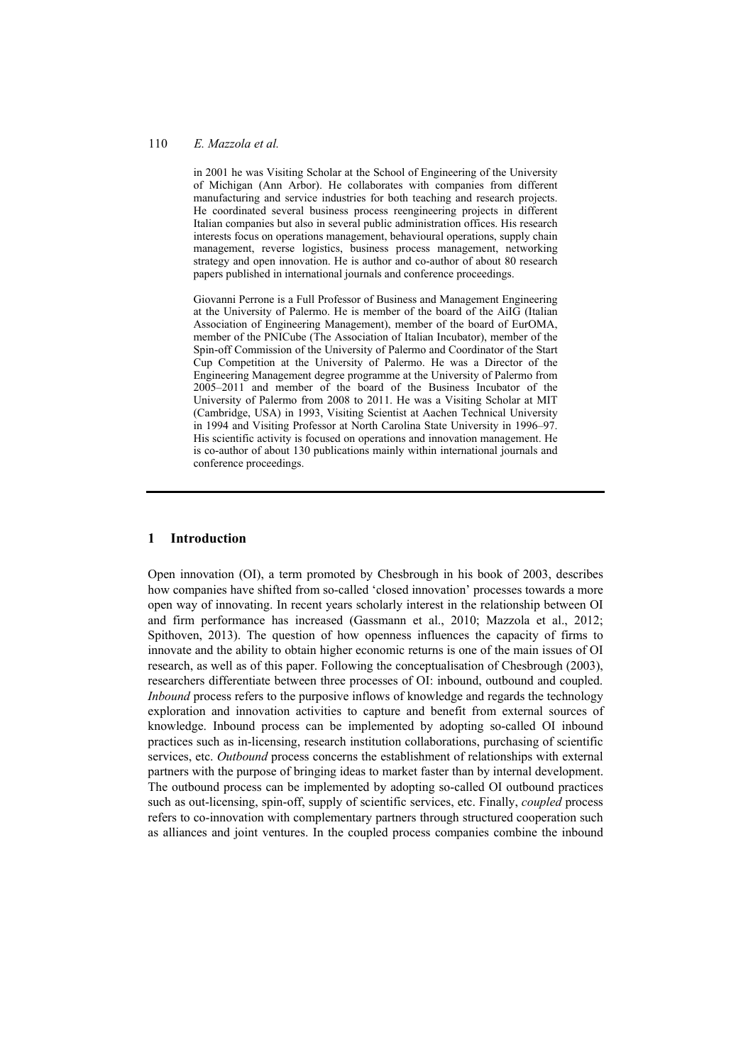in 2001 he was Visiting Scholar at the School of Engineering of the University of Michigan (Ann Arbor). He collaborates with companies from different manufacturing and service industries for both teaching and research projects. He coordinated several business process reengineering projects in different Italian companies but also in several public administration offices. His research interests focus on operations management, behavioural operations, supply chain management, reverse logistics, business process management, networking strategy and open innovation. He is author and co-author of about 80 research papers published in international journals and conference proceedings.

Giovanni Perrone is a Full Professor of Business and Management Engineering at the University of Palermo. He is member of the board of the AiIG (Italian Association of Engineering Management), member of the board of EurOMA, member of the PNICube (The Association of Italian Incubator), member of the Spin-off Commission of the University of Palermo and Coordinator of the Start Cup Competition at the University of Palermo. He was a Director of the Engineering Management degree programme at the University of Palermo from 2005–2011 and member of the board of the Business Incubator of the University of Palermo from 2008 to 2011. He was a Visiting Scholar at MIT (Cambridge, USA) in 1993, Visiting Scientist at Aachen Technical University in 1994 and Visiting Professor at North Carolina State University in 1996–97. His scientific activity is focused on operations and innovation management. He is co-author of about 130 publications mainly within international journals and conference proceedings.

## 1 Introduction

Open innovation (OI), a term promoted by Chesbrough in his book of 2003, describes how companies have shifted from so-called 'closed innovation' processes towards a more open way of innovating. In recent years scholarly interest in the relationship between OI and firm performance has increased (Gassmann et al., 2010; Mazzola et al., 2012; Spithoven, 2013). The question of how openness influences the capacity of firms to innovate and the ability to obtain higher economic returns is one of the main issues of OI research, as well as of this paper. Following the conceptualisation of Chesbrough (2003), researchers differentiate between three processes of OI: inbound, outbound and coupled. *Inbound* process refers to the purposive inflows of knowledge and regards the technology exploration and innovation activities to capture and benefit from external sources of knowledge. Inbound process can be implemented by adopting so-called OI inbound practices such as in-licensing, research institution collaborations, purchasing of scientific services, etc. *Outbound* process concerns the establishment of relationships with external partners with the purpose of bringing ideas to market faster than by internal development. The outbound process can be implemented by adopting so-called OI outbound practices such as out-licensing, spin-off, supply of scientific services, etc. Finally, *coupled* process refers to co-innovation with complementary partners through structured cooperation such as alliances and joint ventures. In the coupled process companies combine the inbound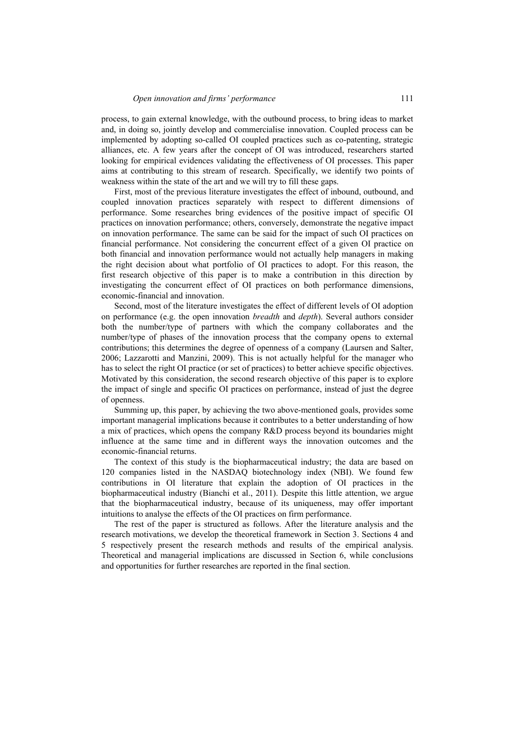process, to gain external knowledge, with the outbound process, to bring ideas to market and, in doing so, jointly develop and commercialise innovation. Coupled process can be implemented by adopting so-called OI coupled practices such as co-patenting, strategic alliances, etc. A few years after the concept of OI was introduced, researchers started looking for empirical evidences validating the effectiveness of OI processes. This paper aims at contributing to this stream of research. Specifically, we identify two points of weakness within the state of the art and we will try to fill these gaps.

First, most of the previous literature investigates the effect of inbound, outbound, and coupled innovation practices separately with respect to different dimensions of performance. Some researches bring evidences of the positive impact of specific OI practices on innovation performance; others, conversely, demonstrate the negative impact on innovation performance. The same can be said for the impact of such OI practices on financial performance. Not considering the concurrent effect of a given OI practice on both financial and innovation performance would not actually help managers in making the right decision about what portfolio of OI practices to adopt. For this reason, the first research objective of this paper is to make a contribution in this direction by investigating the concurrent effect of OI practices on both performance dimensions, economic-financial and innovation.

Second, most of the literature investigates the effect of different levels of OI adoption on performance (e.g. the open innovation *breadth* and *depth*). Several authors consider both the number/type of partners with which the company collaborates and the number/type of phases of the innovation process that the company opens to external contributions; this determines the degree of openness of a company (Laursen and Salter, 2006; Lazzarotti and Manzini, 2009). This is not actually helpful for the manager who has to select the right OI practice (or set of practices) to better achieve specific objectives. Motivated by this consideration, the second research objective of this paper is to explore the impact of single and specific OI practices on performance, instead of just the degree of openness.

Summing up, this paper, by achieving the two above-mentioned goals, provides some important managerial implications because it contributes to a better understanding of how a mix of practices, which opens the company R&D process beyond its boundaries might influence at the same time and in different ways the innovation outcomes and the economic-financial returns.

The context of this study is the biopharmaceutical industry; the data are based on 120 companies listed in the NASDAQ biotechnology index (NBI). We found few contributions in OI literature that explain the adoption of OI practices in the biopharmaceutical industry (Bianchi et al., 2011). Despite this little attention, we argue that the biopharmaceutical industry, because of its uniqueness, may offer important intuitions to analyse the effects of the OI practices on firm performance.

The rest of the paper is structured as follows. After the literature analysis and the research motivations, we develop the theoretical framework in Section 3. Sections 4 and 5 respectively present the research methods and results of the empirical analysis. Theoretical and managerial implications are discussed in Section 6, while conclusions and opportunities for further researches are reported in the final section.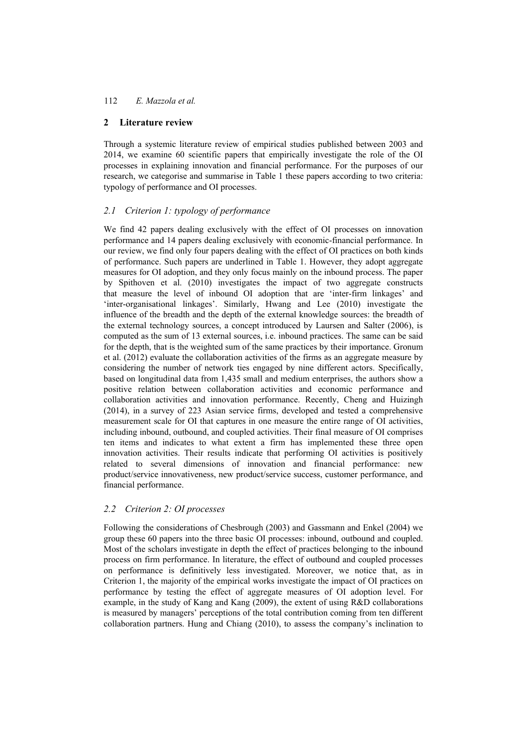## 2 Literature review

Through a systemic literature review of empirical studies published between 2003 and 2014, we examine 60 scientific papers that empirically investigate the role of the OI processes in explaining innovation and financial performance. For the purposes of our research, we categorise and summarise in Table 1 these papers according to two criteria: typology of performance and OI processes.

### *2.1 Criterion 1: typology of performance*

We find 42 papers dealing exclusively with the effect of OI processes on innovation performance and 14 papers dealing exclusively with economic-financial performance. In our review, we find only four papers dealing with the effect of OI practices on both kinds of performance. Such papers are underlined in Table 1. However, they adopt aggregate measures for OI adoption, and they only focus mainly on the inbound process. The paper by Spithoven et al. (2010) investigates the impact of two aggregate constructs that measure the level of inbound OI adoption that are 'inter-firm linkages' and 'inter-organisational linkages'. Similarly, Hwang and Lee (2010) investigate the influence of the breadth and the depth of the external knowledge sources: the breadth of the external technology sources, a concept introduced by Laursen and Salter (2006), is computed as the sum of 13 external sources, i.e. inbound practices. The same can be said for the depth, that is the weighted sum of the same practices by their importance. Gronum et al. (2012) evaluate the collaboration activities of the firms as an aggregate measure by considering the number of network ties engaged by nine different actors. Specifically, based on longitudinal data from 1,435 small and medium enterprises, the authors show a positive relation between collaboration activities and economic performance and collaboration activities and innovation performance. Recently, Cheng and Huizingh (2014), in a survey of 223 Asian service firms, developed and tested a comprehensive measurement scale for OI that captures in one measure the entire range of OI activities, including inbound, outbound, and coupled activities. Their final measure of OI comprises ten items and indicates to what extent a firm has implemented these three open innovation activities. Their results indicate that performing OI activities is positively related to several dimensions of innovation and financial performance: new product/service innovativeness, new product/service success, customer performance, and financial performance.

### *2.2 Criterion 2: OI processes*

Following the considerations of Chesbrough (2003) and Gassmann and Enkel (2004) we group these 60 papers into the three basic OI processes: inbound, outbound and coupled. Most of the scholars investigate in depth the effect of practices belonging to the inbound process on firm performance. In literature, the effect of outbound and coupled processes on performance is definitively less investigated. Moreover, we notice that, as in Criterion 1, the majority of the empirical works investigate the impact of OI practices on performance by testing the effect of aggregate measures of OI adoption level. For example, in the study of Kang and Kang (2009), the extent of using R&D collaborations is measured by managers' perceptions of the total contribution coming from ten different collaboration partners. Hung and Chiang (2010), to assess the company's inclination to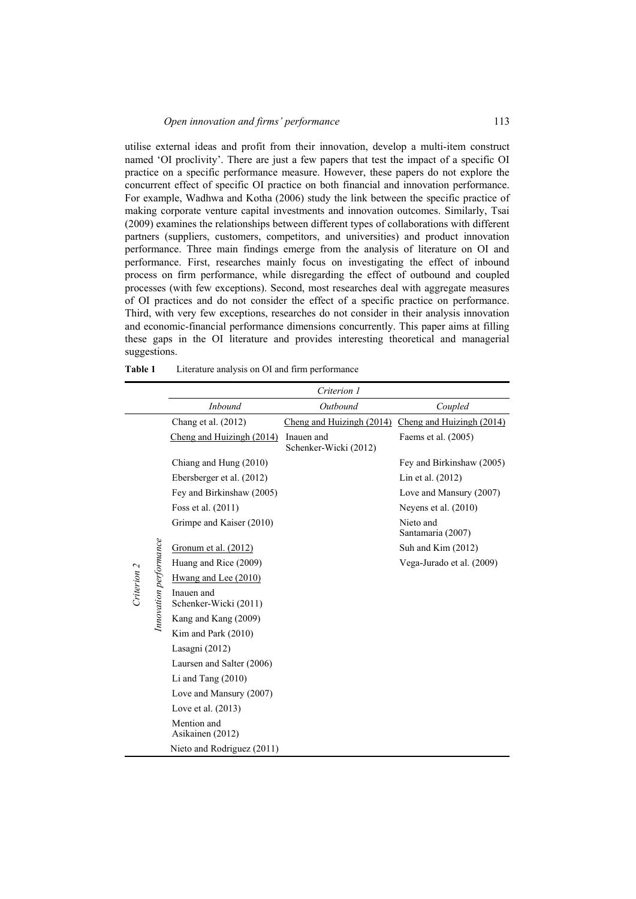utilise external ideas and profit from their innovation, develop a multi-item construct named 'OI proclivity'. There are just a few papers that test the impact of a specific OI practice on a specific performance measure. However, these papers do not explore the concurrent effect of specific OI practice on both financial and innovation performance. For example, Wadhwa and Kotha (2006) study the link between the specific practice of making corporate venture capital investments and innovation outcomes. Similarly, Tsai (2009) examines the relationships between different types of collaborations with different partners (suppliers, customers, competitors, and universities) and product innovation performance. Three main findings emerge from the analysis of literature on OI and performance. First, researches mainly focus on investigating the effect of inbound process on firm performance, while disregarding the effect of outbound and coupled processes (with few exceptions). Second, most researches deal with aggregate measures of OI practices and do not consider the effect of a specific practice on performance. Third, with very few exceptions, researches do not consider in their analysis innovation and economic-financial performance dimensions concurrently. This paper aims at filling these gaps in the OI literature and provides interesting theoretical and managerial suggestions.

**Table 1** Literature analysis on OI and firm performance

| | | *Criterion 1* | | |
|---|---|---|---|---|
| | | *Inbound* | *Outbound* | *Coupled* |
| *Criterion 2* | *Innovation performance* | Chang et al. (2012) | Cheng and Huizingh (2014) | Cheng and Huizingh (2014) |
| | | Cheng and Huizingh (2014) | Inauen and Schenker-Wicki (2012) | Faems et al. (2005) |
| | | Chiang and Hung (2010) | | Fey and Birkinshaw (2005) |
| | | Ebersberger et al. (2012) | | Lin et al. (2012) |
| | | Fey and Birkinshaw (2005) | | Love and Mansury (2007) |
| | | Foss et al. (2011) | | Neyens et al. (2010) |
| | | Grimpe and Kaiser (2010) | | Nieto and Santamaria (2007) |
| | | Gronum et al. (2012) | | Suh and Kim (2012) |
| | | Huang and Rice (2009) | | Vega-Jurado et al. (2009) |
| | | Hwang and Lee (2010) | | |
| | | Inauen and Schenker-Wicki (2011) | | |
| | | Kang and Kang (2009) | | |
| | | Kim and Park (2010) | | |
| | | Lasagni (2012) | | |
| | | Laursen and Salter (2006) | | |
| | | Li and Tang (2010) | | |
| | | Love and Mansury (2007) | | |
| | | Love et al. (2013) | | |
| | | Mention and Asikainen (2012) | | |
| | | Nieto and Rodriguez (2011) | | |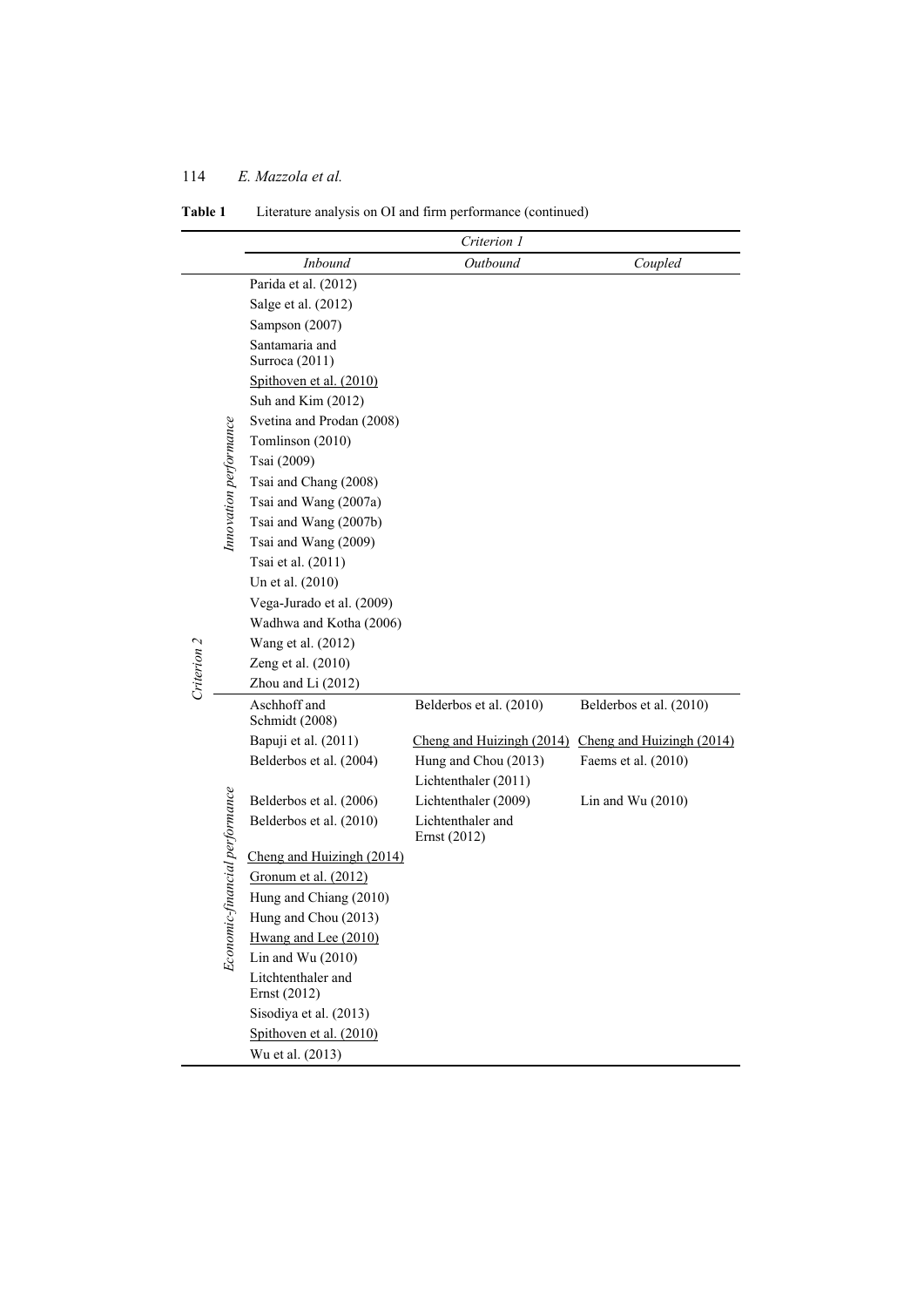**Table 1** Literature analysis on OI and firm performance (continued)

| | | Criterion 1 | | |
|---|---|---|---|---|
| | | *Inbound* | *Outbound* | *Coupled* |
| *Criterion 2* | *Innovation performance* | Parida et al. (2012) | | |
| | | Salge et al. (2012) | | |
| | | Sampson (2007) | | |
| | | Santamaria and Surroca (2011) | | |
| | | Spithoven et al. (2010) | | |
| | | Suh and Kim (2012) | | |
| | | Svetina and Prodan (2008) | | |
| | | Tomlinson (2010) | | |
| | | Tsai (2009) | | |
| | | Tsai and Chang (2008) | | |
| | | Tsai and Wang (2007a) | | |
| | | Tsai and Wang (2007b) | | |
| | | Tsai and Wang (2009) | | |
| | | Tsai et al. (2011) | | |
| | | Un et al. (2010) | | |
| | | Vega-Jurado et al. (2009) | | |
| | | Wadhwa and Kotha (2006) | | |
| | | Wang et al. (2012) | | |
| | | Zeng et al. (2010) | | |
| | | Zhou and Li (2012) | | |
| | *Economic-financial performance* | Aschhoff and Schmidt (2008) | Belderbos et al. (2010) | Belderbos et al. (2010) |
| | | Bapuji et al. (2011) | Cheng and Huizingh (2014) | Cheng and Huizingh (2014) |
| | | Belderbos et al. (2004) | Hung and Chou (2013) | Faems et al. (2010) |
| | | | Lichtenthaler (2011) | |
| | | Belderbos et al. (2006) | Lichtenthaler (2009) | Lin and Wu (2010) |
| | | Belderbos et al. (2010) | Lichtenthaler and Ernst (2012) | |
| | | Cheng and Huizingh (2014) | | |
| | | Gronum et al. (2012) | | |
| | | Hung and Chiang (2010) | | |
| | | Hung and Chou (2013) | | |
| | | Hwang and Lee (2010) | | |
| | | Lin and Wu (2010) | | |
| | | Litchtenthaler and Ernst (2012) | | |
| | | Sisodiya et al. (2013) | | |
| | | Spithoven et al. (2010) | | |
| | | Wu et al. (2013) | | |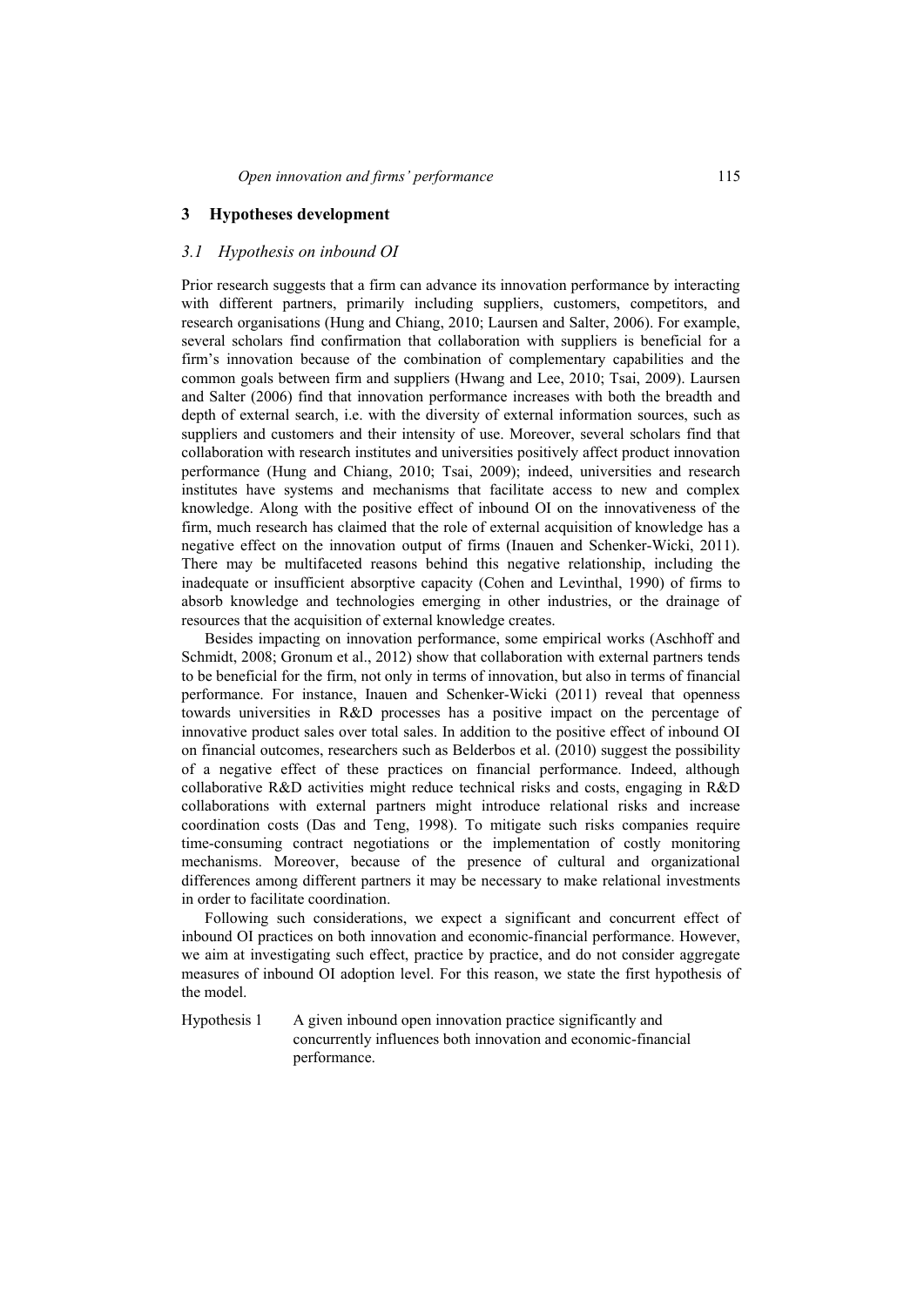## 3 Hypotheses development

### *3.1 Hypothesis on inbound OI*

Prior research suggests that a firm can advance its innovation performance by interacting with different partners, primarily including suppliers, customers, competitors, and research organisations (Hung and Chiang, 2010; Laursen and Salter, 2006). For example, several scholars find confirmation that collaboration with suppliers is beneficial for a firm's innovation because of the combination of complementary capabilities and the common goals between firm and suppliers (Hwang and Lee, 2010; Tsai, 2009). Laursen and Salter (2006) find that innovation performance increases with both the breadth and depth of external search, i.e. with the diversity of external information sources, such as suppliers and customers and their intensity of use. Moreover, several scholars find that collaboration with research institutes and universities positively affect product innovation performance (Hung and Chiang, 2010; Tsai, 2009); indeed, universities and research institutes have systems and mechanisms that facilitate access to new and complex knowledge. Along with the positive effect of inbound OI on the innovativeness of the firm, much research has claimed that the role of external acquisition of knowledge has a negative effect on the innovation output of firms (Inauen and Schenker-Wicki, 2011). There may be multifaceted reasons behind this negative relationship, including the inadequate or insufficient absorptive capacity (Cohen and Levinthal, 1990) of firms to absorb knowledge and technologies emerging in other industries, or the drainage of resources that the acquisition of external knowledge creates.

Besides impacting on innovation performance, some empirical works (Aschhoff and Schmidt, 2008; Gronum et al., 2012) show that collaboration with external partners tends to be beneficial for the firm, not only in terms of innovation, but also in terms of financial performance. For instance, Inauen and Schenker-Wicki (2011) reveal that openness towards universities in R&D processes has a positive impact on the percentage of innovative product sales over total sales. In addition to the positive effect of inbound OI on financial outcomes, researchers such as Belderbos et al. (2010) suggest the possibility of a negative effect of these practices on financial performance. Indeed, although collaborative R&D activities might reduce technical risks and costs, engaging in R&D collaborations with external partners might introduce relational risks and increase coordination costs (Das and Teng, 1998). To mitigate such risks companies require time-consuming contract negotiations or the implementation of costly monitoring mechanisms. Moreover, because of the presence of cultural and organizational differences among different partners it may be necessary to make relational investments in order to facilitate coordination.

Following such considerations, we expect a significant and concurrent effect of inbound OI practices on both innovation and economic-financial performance. However, we aim at investigating such effect, practice by practice, and do not consider aggregate measures of inbound OI adoption level. For this reason, we state the first hypothesis of the model.

Hypothesis 1 A given inbound open innovation practice significantly and concurrently influences both innovation and economic-financial performance.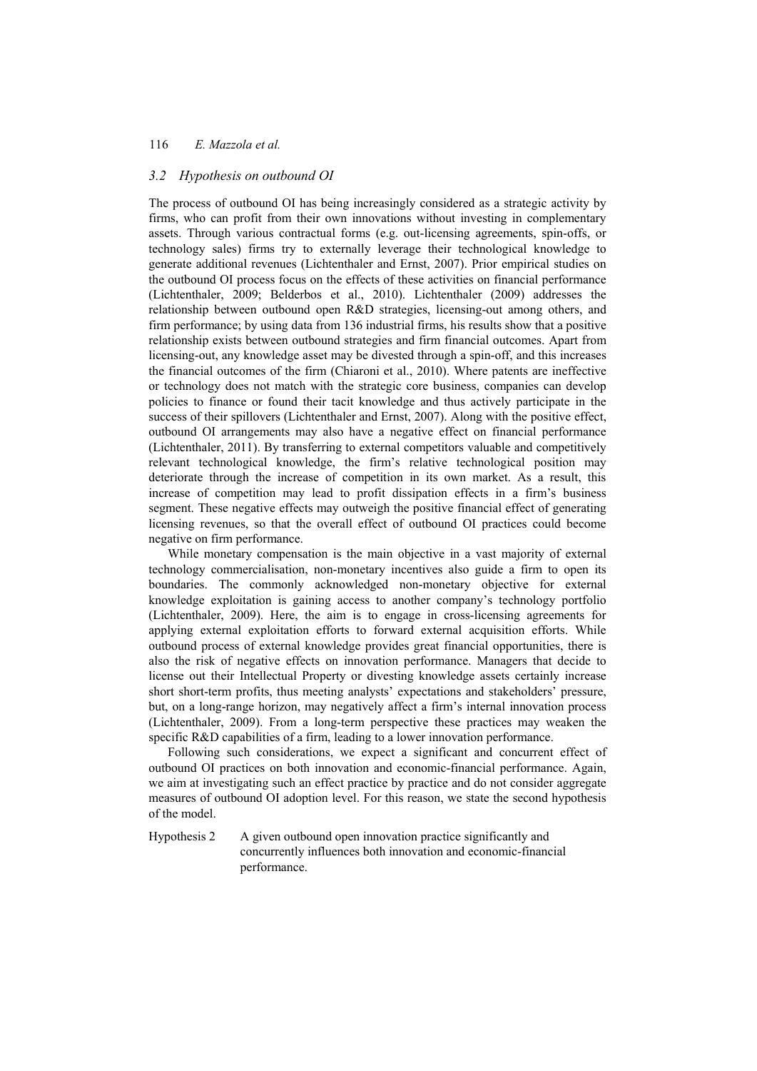### 3.2 Hypothesis on outbound OI

The process of outbound OI has being increasingly considered as a strategic activity by firms, who can profit from their own innovations without investing in complementary assets. Through various contractual forms (e.g. out-licensing agreements, spin-offs, or technology sales) firms try to externally leverage their technological knowledge to generate additional revenues (Lichtenthaler and Ernst, 2007). Prior empirical studies on the outbound OI process focus on the effects of these activities on financial performance (Lichtenthaler, 2009; Belderbos et al., 2010). Lichtenthaler (2009) addresses the relationship between outbound open R&D strategies, licensing-out among others, and firm performance; by using data from 136 industrial firms, his results show that a positive relationship exists between outbound strategies and firm financial outcomes. Apart from licensing-out, any knowledge asset may be divested through a spin-off, and this increases the financial outcomes of the firm (Chiaroni et al., 2010). Where patents are ineffective or technology does not match with the strategic core business, companies can develop policies to finance or found their tacit knowledge and thus actively participate in the success of their spillovers (Lichtenthaler and Ernst, 2007). Along with the positive effect, outbound OI arrangements may also have a negative effect on financial performance (Lichtenthaler, 2011). By transferring to external competitors valuable and competitively relevant technological knowledge, the firm's relative technological position may deteriorate through the increase of competition in its own market. As a result, this increase of competition may lead to profit dissipation effects in a firm's business segment. These negative effects may outweigh the positive financial effect of generating licensing revenues, so that the overall effect of outbound OI practices could become negative on firm performance.

While monetary compensation is the main objective in a vast majority of external technology commercialisation, non-monetary incentives also guide a firm to open its boundaries. The commonly acknowledged non-monetary objective for external knowledge exploitation is gaining access to another company's technology portfolio (Lichtenthaler, 2009). Here, the aim is to engage in cross-licensing agreements for applying external exploitation efforts to forward external acquisition efforts. While outbound process of external knowledge provides great financial opportunities, there is also the risk of negative effects on innovation performance. Managers that decide to license out their Intellectual Property or divesting knowledge assets certainly increase short short-term profits, thus meeting analysts' expectations and stakeholders' pressure, but, on a long-range horizon, may negatively affect a firm's internal innovation process (Lichtenthaler, 2009). From a long-term perspective these practices may weaken the specific R&D capabilities of a firm, leading to a lower innovation performance.

Following such considerations, we expect a significant and concurrent effect of outbound OI practices on both innovation and economic-financial performance. Again, we aim at investigating such an effect practice by practice and do not consider aggregate measures of outbound OI adoption level. For this reason, we state the second hypothesis of the model.

Hypothesis 2 A given outbound open innovation practice significantly and concurrently influences both innovation and economic-financial performance.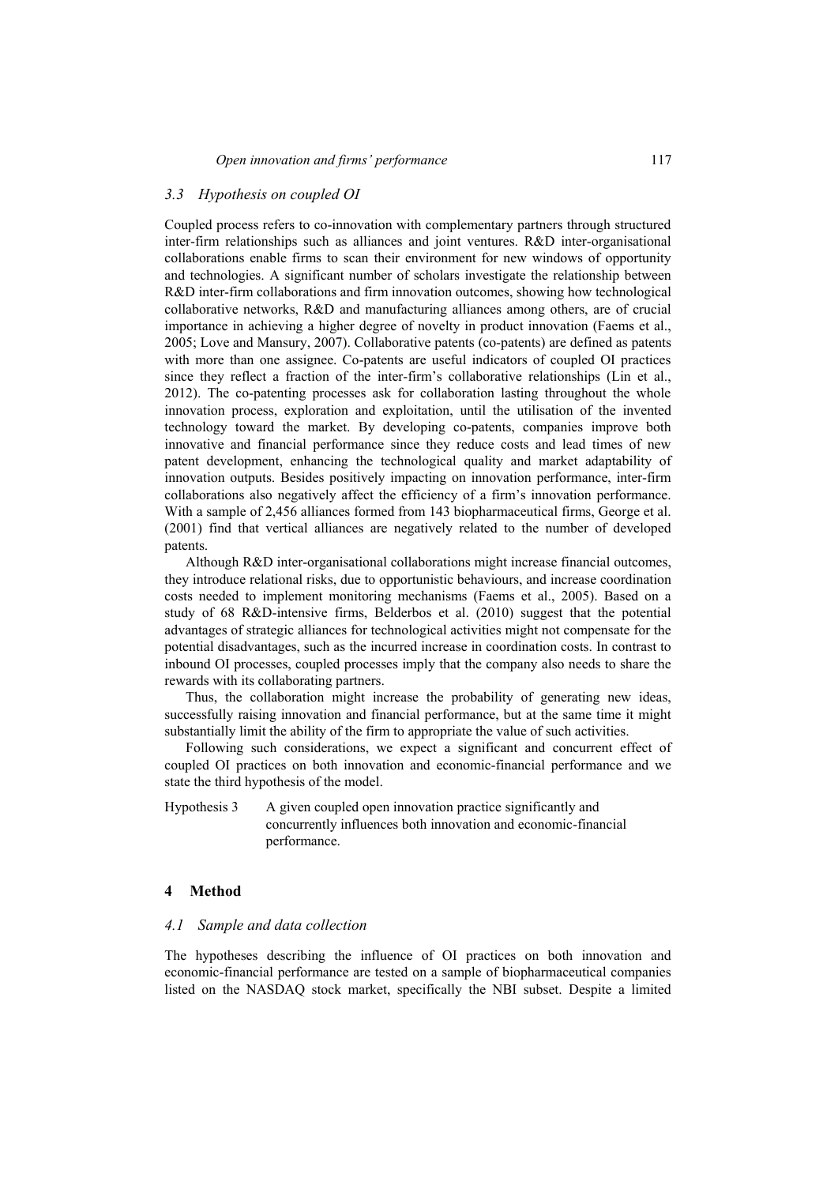### 3.3 Hypothesis on coupled OI

Coupled process refers to co-innovation with complementary partners through structured inter-firm relationships such as alliances and joint ventures. R&D inter-organisational collaborations enable firms to scan their environment for new windows of opportunity and technologies. A significant number of scholars investigate the relationship between R&D inter-firm collaborations and firm innovation outcomes, showing how technological collaborative networks, R&D and manufacturing alliances among others, are of crucial importance in achieving a higher degree of novelty in product innovation (Faems et al., 2005; Love and Mansury, 2007). Collaborative patents (co-patents) are defined as patents with more than one assignee. Co-patents are useful indicators of coupled OI practices since they reflect a fraction of the inter-firm's collaborative relationships (Lin et al., 2012). The co-patenting processes ask for collaboration lasting throughout the whole innovation process, exploration and exploitation, until the utilisation of the invented technology toward the market. By developing co-patents, companies improve both innovative and financial performance since they reduce costs and lead times of new patent development, enhancing the technological quality and market adaptability of innovation outputs. Besides positively impacting on innovation performance, inter-firm collaborations also negatively affect the efficiency of a firm's innovation performance. With a sample of 2,456 alliances formed from 143 biopharmaceutical firms, George et al. (2001) find that vertical alliances are negatively related to the number of developed patents.

Although R&D inter-organisational collaborations might increase financial outcomes, they introduce relational risks, due to opportunistic behaviours, and increase coordination costs needed to implement monitoring mechanisms (Faems et al., 2005). Based on a study of 68 R&D-intensive firms, Belderbos et al. (2010) suggest that the potential advantages of strategic alliances for technological activities might not compensate for the potential disadvantages, such as the incurred increase in coordination costs. In contrast to inbound OI processes, coupled processes imply that the company also needs to share the rewards with its collaborating partners.

Thus, the collaboration might increase the probability of generating new ideas, successfully raising innovation and financial performance, but at the same time it might substantially limit the ability of the firm to appropriate the value of such activities.

Following such considerations, we expect a significant and concurrent effect of coupled OI practices on both innovation and economic-financial performance and we state the third hypothesis of the model.

Hypothesis 3 A given coupled open innovation practice significantly and concurrently influences both innovation and economic-financial performance.

## 4 Method

### 4.1 Sample and data collection

The hypotheses describing the influence of OI practices on both innovation and economic-financial performance are tested on a sample of biopharmaceutical companies listed on the NASDAQ stock market, specifically the NBI subset. Despite a limited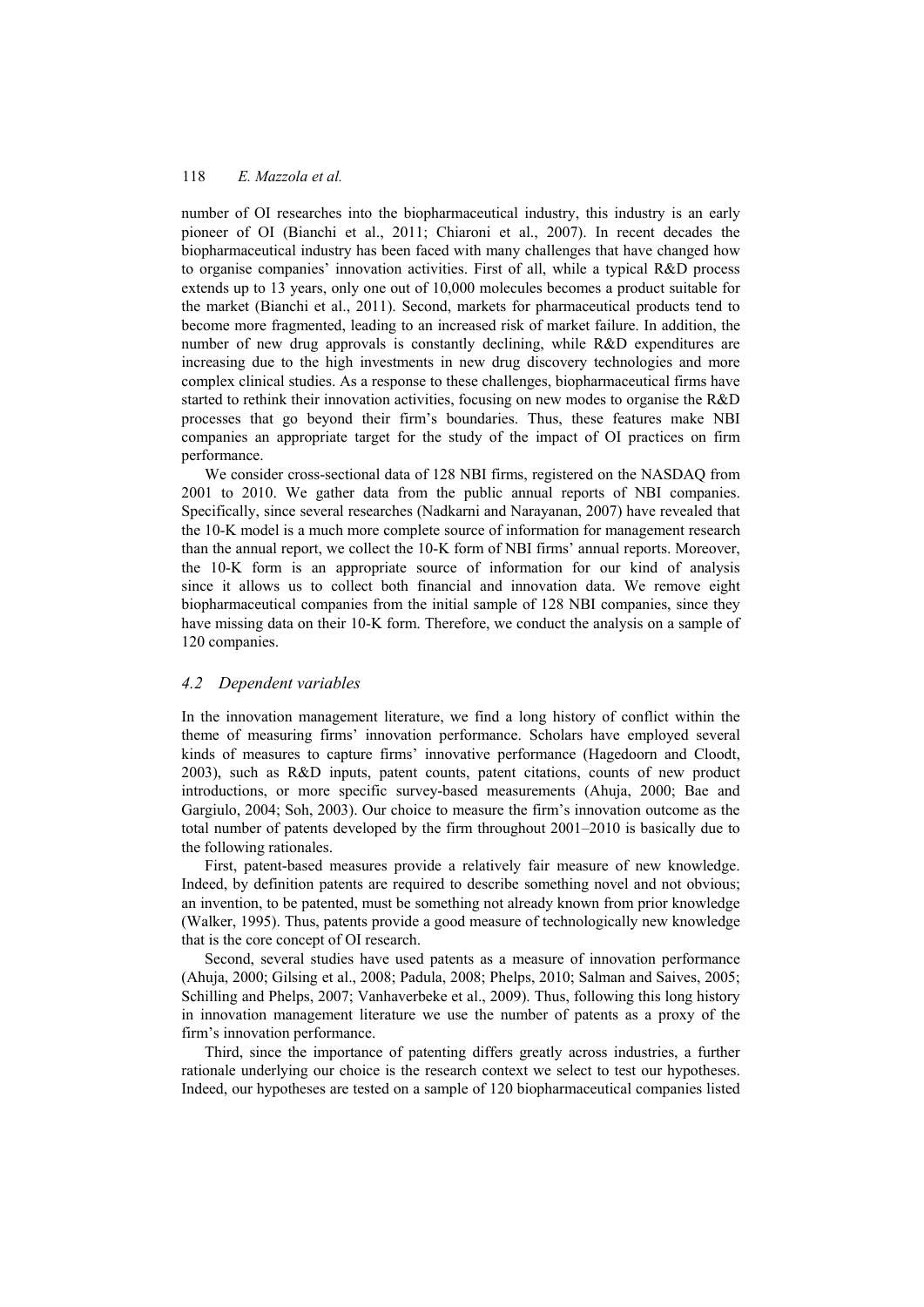number of OI researches into the biopharmaceutical industry, this industry is an early pioneer of OI (Bianchi et al., 2011; Chiaroni et al., 2007). In recent decades the biopharmaceutical industry has been faced with many challenges that have changed how to organise companies' innovation activities. First of all, while a typical R&D process extends up to 13 years, only one out of 10,000 molecules becomes a product suitable for the market (Bianchi et al., 2011). Second, markets for pharmaceutical products tend to become more fragmented, leading to an increased risk of market failure. In addition, the number of new drug approvals is constantly declining, while R&D expenditures are increasing due to the high investments in new drug discovery technologies and more complex clinical studies. As a response to these challenges, biopharmaceutical firms have started to rethink their innovation activities, focusing on new modes to organise the R&D processes that go beyond their firm's boundaries. Thus, these features make NBI companies an appropriate target for the study of the impact of OI practices on firm performance.

We consider cross-sectional data of 128 NBI firms, registered on the NASDAQ from 2001 to 2010. We gather data from the public annual reports of NBI companies. Specifically, since several researches (Nadkarni and Narayanan, 2007) have revealed that the 10-K model is a much more complete source of information for management research than the annual report, we collect the 10-K form of NBI firms' annual reports. Moreover, the 10-K form is an appropriate source of information for our kind of analysis since it allows us to collect both financial and innovation data. We remove eight biopharmaceutical companies from the initial sample of 128 NBI companies, since they have missing data on their 10-K form. Therefore, we conduct the analysis on a sample of 120 companies.

### *4.2 Dependent variables*

In the innovation management literature, we find a long history of conflict within the theme of measuring firms' innovation performance. Scholars have employed several kinds of measures to capture firms' innovative performance (Hagedoorn and Cloodt, 2003), such as R&D inputs, patent counts, patent citations, counts of new product introductions, or more specific survey-based measurements (Ahuja, 2000; Bae and Gargiulo, 2004; Soh, 2003). Our choice to measure the firm's innovation outcome as the total number of patents developed by the firm throughout 2001–2010 is basically due to the following rationales.

First, patent-based measures provide a relatively fair measure of new knowledge. Indeed, by definition patents are required to describe something novel and not obvious; an invention, to be patented, must be something not already known from prior knowledge (Walker, 1995). Thus, patents provide a good measure of technologically new knowledge that is the core concept of OI research.

Second, several studies have used patents as a measure of innovation performance (Ahuja, 2000; Gilsing et al., 2008; Padula, 2008; Phelps, 2010; Salman and Saives, 2005; Schilling and Phelps, 2007; Vanhaverbeke et al., 2009). Thus, following this long history in innovation management literature we use the number of patents as a proxy of the firm's innovation performance.

Third, since the importance of patenting differs greatly across industries, a further rationale underlying our choice is the research context we select to test our hypotheses. Indeed, our hypotheses are tested on a sample of 120 biopharmaceutical companies listed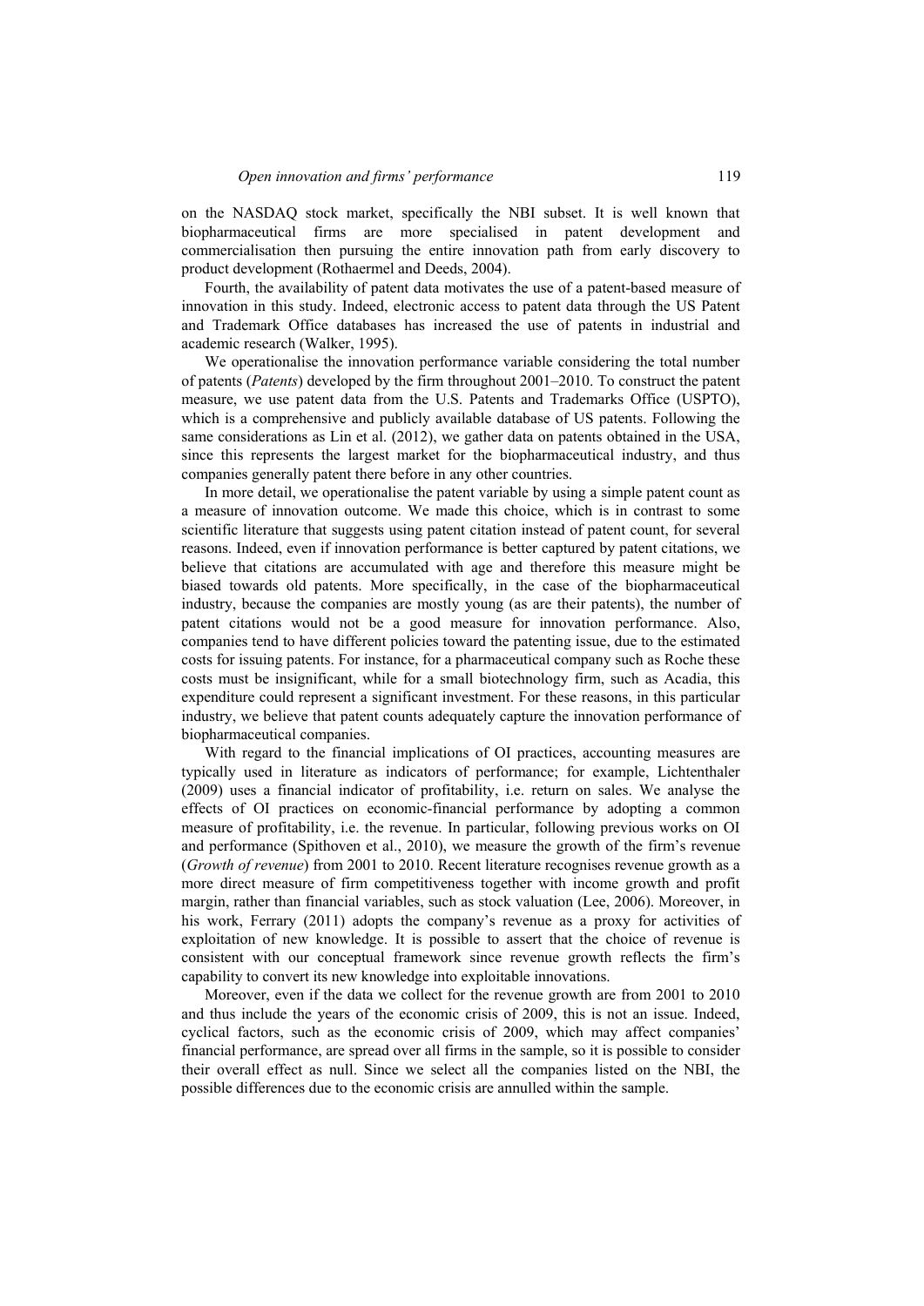on the NASDAQ stock market, specifically the NBI subset. It is well known that biopharmaceutical firms are more specialised in patent development and commercialisation then pursuing the entire innovation path from early discovery to product development (Rothaermel and Deeds, 2004).

Fourth, the availability of patent data motivates the use of a patent-based measure of innovation in this study. Indeed, electronic access to patent data through the US Patent and Trademark Office databases has increased the use of patents in industrial and academic research (Walker, 1995).

We operationalise the innovation performance variable considering the total number of patents (*Patents*) developed by the firm throughout 2001–2010. To construct the patent measure, we use patent data from the U.S. Patents and Trademarks Office (USPTO), which is a comprehensive and publicly available database of US patents. Following the same considerations as Lin et al. (2012), we gather data on patents obtained in the USA, since this represents the largest market for the biopharmaceutical industry, and thus companies generally patent there before in any other countries.

In more detail, we operationalise the patent variable by using a simple patent count as a measure of innovation outcome. We made this choice, which is in contrast to some scientific literature that suggests using patent citation instead of patent count, for several reasons. Indeed, even if innovation performance is better captured by patent citations, we believe that citations are accumulated with age and therefore this measure might be biased towards old patents. More specifically, in the case of the biopharmaceutical industry, because the companies are mostly young (as are their patents), the number of patent citations would not be a good measure for innovation performance. Also, companies tend to have different policies toward the patenting issue, due to the estimated costs for issuing patents. For instance, for a pharmaceutical company such as Roche these costs must be insignificant, while for a small biotechnology firm, such as Acadia, this expenditure could represent a significant investment. For these reasons, in this particular industry, we believe that patent counts adequately capture the innovation performance of biopharmaceutical companies.

With regard to the financial implications of OI practices, accounting measures are typically used in literature as indicators of performance; for example, Lichtenthaler (2009) uses a financial indicator of profitability, i.e. return on sales. We analyse the effects of OI practices on economic-financial performance by adopting a common measure of profitability, i.e. the revenue. In particular, following previous works on OI and performance (Spithoven et al., 2010), we measure the growth of the firm's revenue (*Growth of revenue*) from 2001 to 2010. Recent literature recognises revenue growth as a more direct measure of firm competitiveness together with income growth and profit margin, rather than financial variables, such as stock valuation (Lee, 2006). Moreover, in his work, Ferrary (2011) adopts the company's revenue as a proxy for activities of exploitation of new knowledge. It is possible to assert that the choice of revenue is consistent with our conceptual framework since revenue growth reflects the firm's capability to convert its new knowledge into exploitable innovations.

Moreover, even if the data we collect for the revenue growth are from 2001 to 2010 and thus include the years of the economic crisis of 2009, this is not an issue. Indeed, cyclical factors, such as the economic crisis of 2009, which may affect companies' financial performance, are spread over all firms in the sample, so it is possible to consider their overall effect as null. Since we select all the companies listed on the NBI, the possible differences due to the economic crisis are annulled within the sample.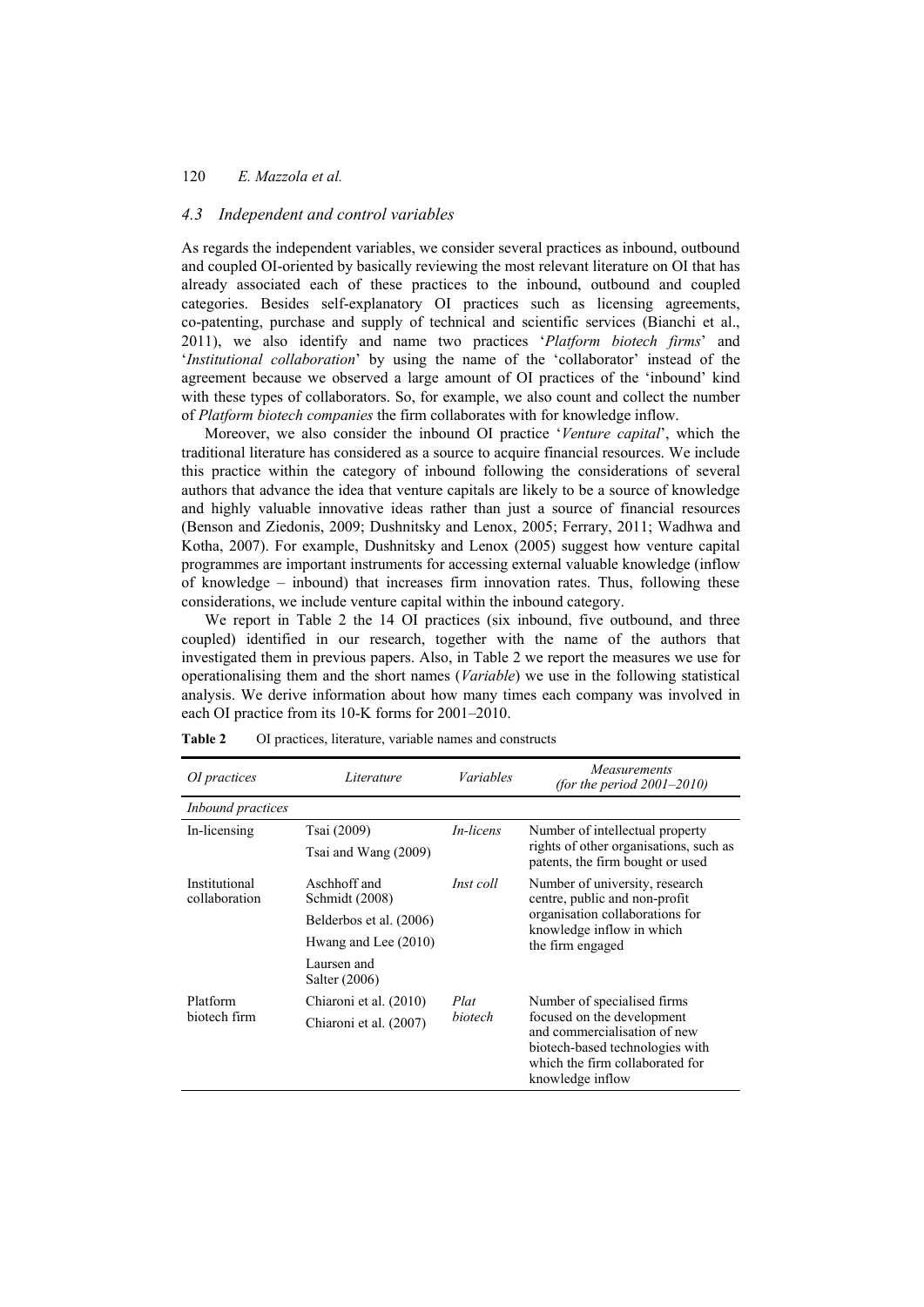### 4.3 Independent and control variables

As regards the independent variables, we consider several practices as inbound, outbound and coupled OI-oriented by basically reviewing the most relevant literature on OI that has already associated each of these practices to the inbound, outbound and coupled categories. Besides self-explanatory OI practices such as licensing agreements, co-patenting, purchase and supply of technical and scientific services (Bianchi et al., 2011), we also identify and name two practices '*Platform biotech firms*' and '*Institutional collaboration*' by using the name of the 'collaborator' instead of the agreement because we observed a large amount of OI practices of the 'inbound' kind with these types of collaborators. So, for example, we also count and collect the number of *Platform biotech companies* the firm collaborates with for knowledge inflow.

Moreover, we also consider the inbound OI practice '*Venture capital*', which the traditional literature has considered as a source to acquire financial resources. We include this practice within the category of inbound following the considerations of several authors that advance the idea that venture capitals are likely to be a source of knowledge and highly valuable innovative ideas rather than just a source of financial resources (Benson and Ziedonis, 2009; Dushnitsky and Lenox, 2005; Ferrary, 2011; Wadhwa and Kotha, 2007). For example, Dushnitsky and Lenox (2005) suggest how venture capital programmes are important instruments for accessing external valuable knowledge (inflow of knowledge – inbound) that increases firm innovation rates. Thus, following these considerations, we include venture capital within the inbound category.

We report in Table 2 the 14 OI practices (six inbound, five outbound, and three coupled) identified in our research, together with the name of the authors that investigated them in previous papers. Also, in Table 2 we report the measures we use for operationalising them and the short names (*Variable*) we use in the following statistical analysis. We derive information about how many times each company was involved in each OI practice from its 10-K forms for 2001–2010.

**Table 2** OI practices, literature, variable names and constructs

| *OI practices* | *Literature* | *Variables* | *Measurements (for the period 2001–2010)* |
|---|---|---|---|
| *Inbound practices* | | | |
| In-licensing | Tsai (2009)<br>Tsai and Wang (2009) | *In-licens* | Number of intellectual property rights of other organisations, such as patents, the firm bought or used |
| Institutional collaboration | Aschhoff and Schmidt (2008)<br>Belderbos et al. (2006)<br>Hwang and Lee (2010)<br>Laursen and Salter (2006) | *Inst coll* | Number of university, research centre, public and non-profit organisation collaborations for knowledge inflow in which the firm engaged |
| Platform biotech firm | Chiaroni et al. (2010)<br>Chiaroni et al. (2007) | *Plat biotech* | Number of specialised firms focused on the development and commercialisation of new biotech-based technologies with which the firm collaborated for knowledge inflow |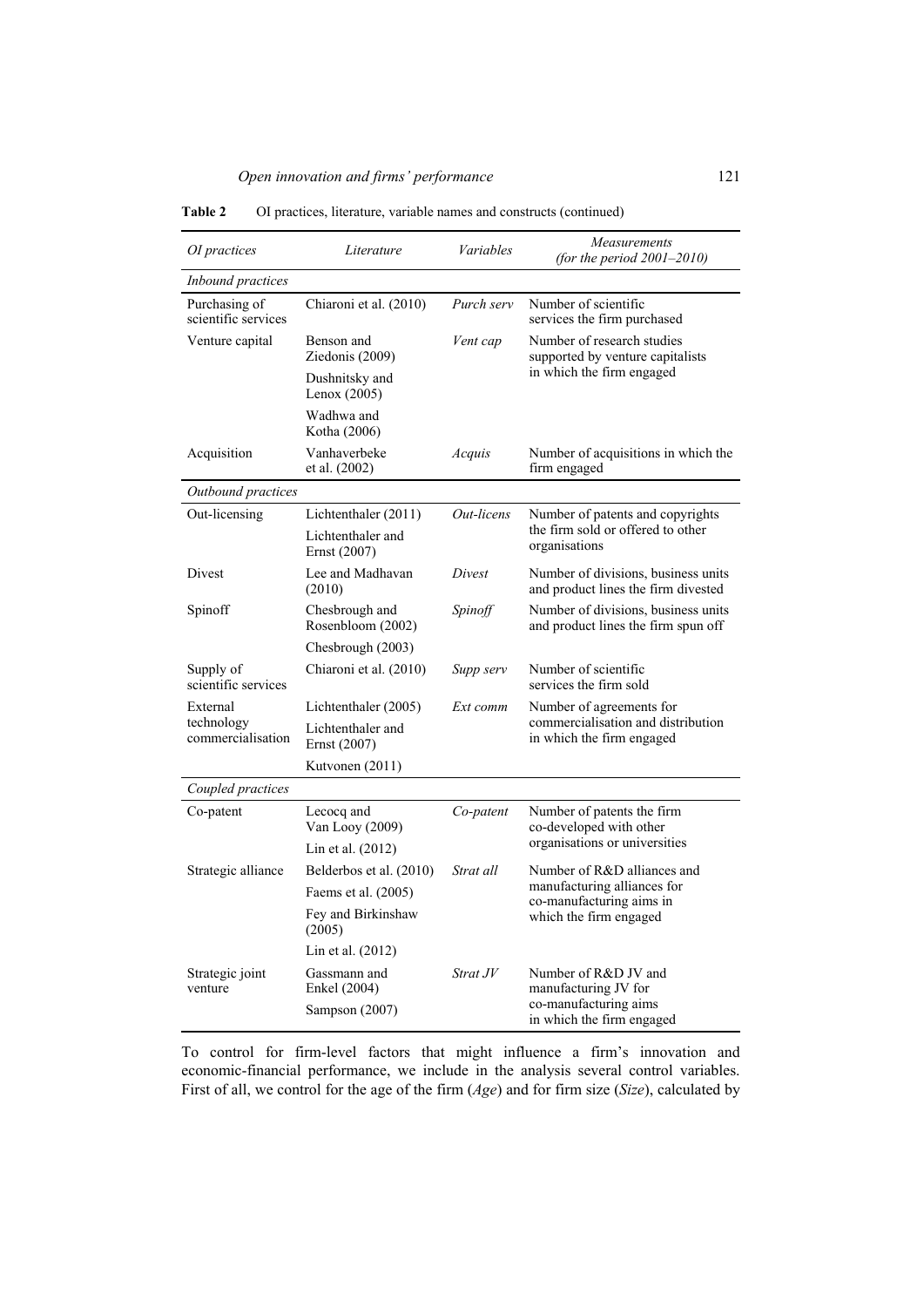**Table 2** OI practices, literature, variable names and constructs (continued)

| *OI practices* | *Literature* | *Variables* | *Measurements (for the period 2001–2010)* |
|---|---|---|---|
| *Inbound practices* | | | |
| Purchasing of scientific services | Chiaroni et al. (2010) | *Purch serv* | Number of scientific services the firm purchased |
| Venture capital | Benson and Ziedonis (2009) | *Vent cap* | Number of research studies supported by venture capitalists in which the firm engaged |
| | Dushnitsky and Lenox (2005) | | |
| | Wadhwa and Kotha (2006) | | |
| Acquisition | Vanhaverbeke et al. (2002) | *Acquis* | Number of acquisitions in which the firm engaged |
| *Outbound practices* | | | |
| Out-licensing | Lichtenthaler (2011) | *Out-licens* | Number of patents and copyrights the firm sold or offered to other organisations |
| | Lichtenthaler and Ernst (2007) | | |
| Divest | Lee and Madhavan (2010) | *Divest* | Number of divisions, business units and product lines the firm divested |
| Spinoff | Chesbrough and Rosenbloom (2002) | *Spinoff* | Number of divisions, business units and product lines the firm spun off |
| | Chesbrough (2003) | | |
| Supply of scientific services | Chiaroni et al. (2010) | *Supp serv* | Number of scientific services the firm sold |
| External technology commercialisation | Lichtenthaler (2005) | *Ext comm* | Number of agreements for commercialisation and distribution in which the firm engaged |
| | Lichtenthaler and Ernst (2007) | | |
| | Kutvonen (2011) | | |
| *Coupled practices* | | | |
| Co-patent | Lecocq and Van Looy (2009) | *Co-patent* | Number of patents the firm co-developed with other organisations or universities |
| | Lin et al. (2012) | | |
| Strategic alliance | Belderbos et al. (2010) | *Strat all* | Number of R&D alliances and manufacturing alliances for co-manufacturing aims in which the firm engaged |
| | Faems et al. (2005) | | |
| | Fey and Birkinshaw (2005) | | |
| | Lin et al. (2012) | | |
| Strategic joint venture | Gassmann and Enkel (2004) | *Strat JV* | Number of R&D JV and manufacturing JV for co-manufacturing aims in which the firm engaged |
| | Sampson (2007) | | |

To control for firm-level factors that might influence a firm's innovation and economic-financial performance, we include in the analysis several control variables. First of all, we control for the age of the firm (*Age*) and for firm size (*Size*), calculated by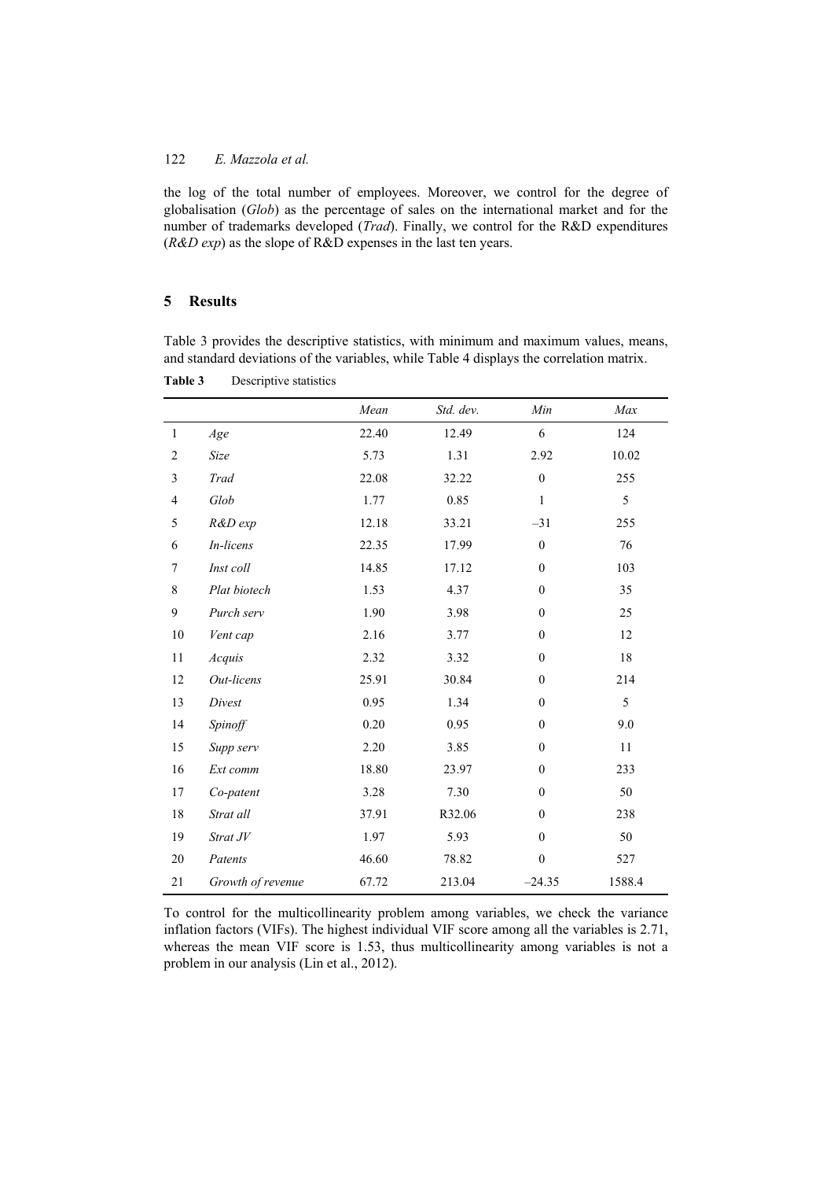the log of the total number of employees. Moreover, we control for the degree of globalisation (*Glob*) as the percentage of sales on the international market and for the number of trademarks developed (*Trad*). Finally, we control for the R&D expenditures (*R&D exp*) as the slope of R&D expenses in the last ten years.

## 5 Results

Table 3 provides the descriptive statistics, with minimum and maximum values, means, and standard deviations of the variables, while Table 4 displays the correlation matrix.

**Table 3** Descriptive statistics

| | | *Mean* | *Std. dev.* | *Min* | *Max* |
|---|---|---|---|---|---|
| 1 | *Age* | 22.40 | 12.49 | 6 | 124 |
| 2 | *Size* | 5.73 | 1.31 | 2.92 | 10.02 |
| 3 | *Trad* | 22.08 | 32.22 | 0 | 255 |
| 4 | *Glob* | 1.77 | 0.85 | 1 | 5 |
| 5 | *R&D exp* | 12.18 | 33.21 | –31 | 255 |
| 6 | *In-licens* | 22.35 | 17.99 | 0 | 76 |
| 7 | *Inst coll* | 14.85 | 17.12 | 0 | 103 |
| 8 | *Plat biotech* | 1.53 | 4.37 | 0 | 35 |
| 9 | *Purch serv* | 1.90 | 3.98 | 0 | 25 |
| 10 | *Vent cap* | 2.16 | 3.77 | 0 | 12 |
| 11 | *Acquis* | 2.32 | 3.32 | 0 | 18 |
| 12 | *Out-licens* | 25.91 | 30.84 | 0 | 214 |
| 13 | *Divest* | 0.95 | 1.34 | 0 | 5 |
| 14 | *Spinoff* | 0.20 | 0.95 | 0 | 9.0 |
| 15 | *Supp serv* | 2.20 | 3.85 | 0 | 11 |
| 16 | *Ext comm* | 18.80 | 23.97 | 0 | 233 |
| 17 | *Co-patent* | 3.28 | 7.30 | 0 | 50 |
| 18 | *Strat all* | 37.91 | R32.06 | 0 | 238 |
| 19 | *Strat JV* | 1.97 | 5.93 | 0 | 50 |
| 20 | *Patents* | 46.60 | 78.82 | 0 | 527 |
| 21 | *Growth of revenue* | 67.72 | 213.04 | –24.35 | 1588.4 |

To control for the multicollinearity problem among variables, we check the variance inflation factors (VIFs). The highest individual VIF score among all the variables is 2.71, whereas the mean VIF score is 1.53, thus multicollinearity among variables is not a problem in our analysis (Lin et al., 2012).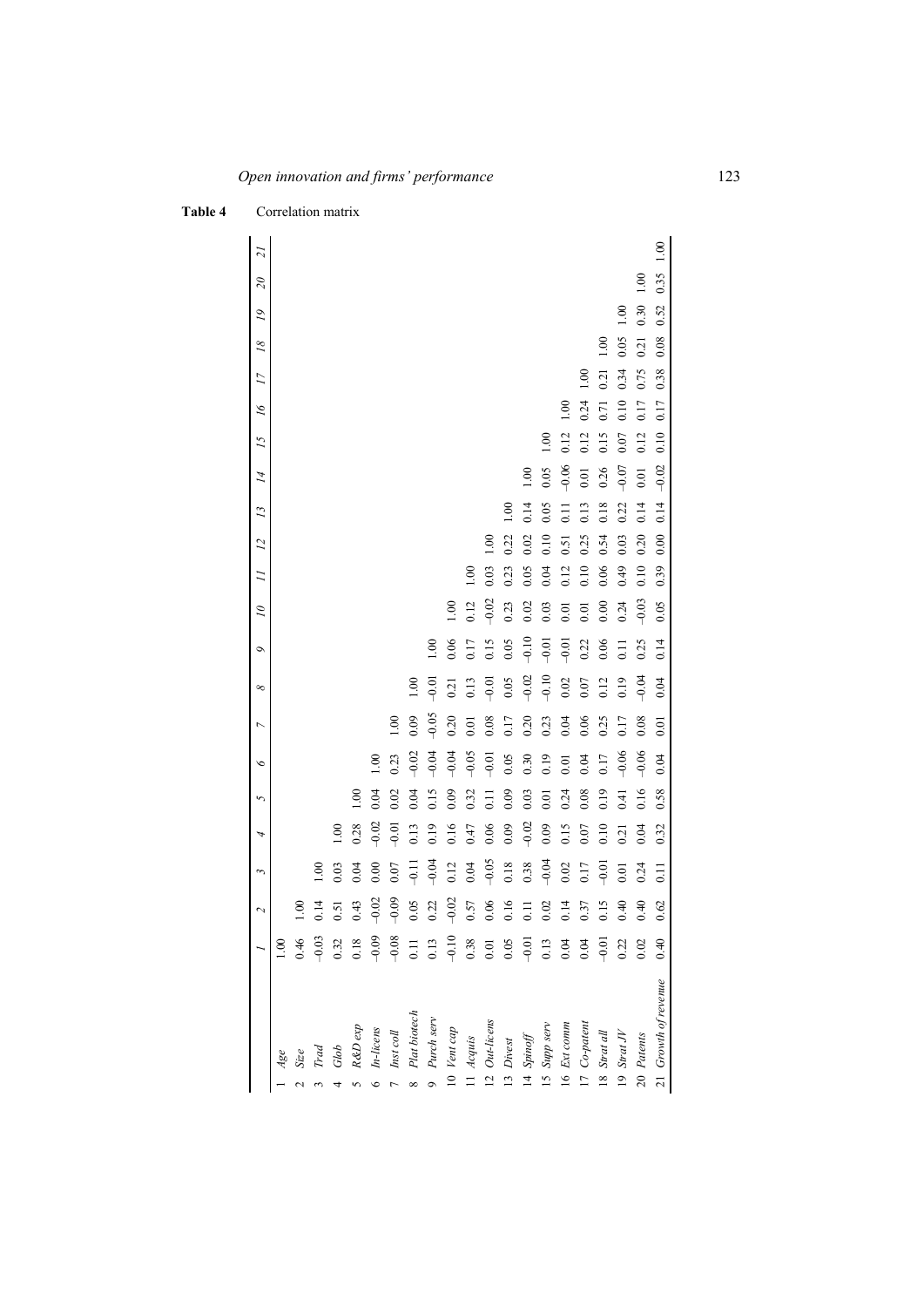**Table 4** Correlation matrix

| | | 1 | 2 | 3 | 4 | 5 | 6 | 7 | 8 | 9 | 10 | 11 | 12 | 13 | 14 | 15 | 16 | 17 | 18 | 19 | 20 | 21 |
|---|---|---|---|---|---|---|---|---|---|---|---|---|---|---|---|---|---|---|---|---|---|---|
| 1 | *Age* | 1.00 | | | | | | | | | | | | | | | | | | | | |
| 2 | *Size* | 0.46 | 1.00 | | | | | | | | | | | | | | | | | | | |
| 3 | *Trad* | −0.03 | 0.14 | 1.00 | | | | | | | | | | | | | | | | | | |
| 4 | *Glob* | 0.32 | 0.51 | 0.03 | 1.00 | | | | | | | | | | | | | | | | | |
| 5 | *R&D exp* | 0.18 | 0.43 | 0.04 | 0.28 | 1.00 | | | | | | | | | | | | | | | | |
| 6 | *In-licens* | −0.09 | −0.02 | 0.00 | −0.02 | 0.04 | 1.00 | | | | | | | | | | | | | | | |
| 7 | *Inst coll* | −0.08 | −0.09 | 0.07 | −0.01 | 0.02 | 0.23 | 1.00 | | | | | | | | | | | | | | |
| 8 | *Plat biotech* | 0.11 | 0.05 | −0.11 | 0.13 | 0.04 | −0.02 | 0.09 | 1.00 | | | | | | | | | | | | | |
| 9 | *Purch serv* | 0.13 | 0.22 | −0.04 | 0.19 | 0.15 | −0.04 | −0.05 | −0.01 | 1.00 | | | | | | | | | | | | |
| 10 | *Vent cap* | −0.10 | −0.02 | 0.12 | 0.16 | 0.09 | −0.04 | 0.20 | 0.21 | 0.06 | 1.00 | | | | | | | | | | | |
| 11 | *Acquis* | 0.38 | 0.57 | 0.04 | 0.47 | 0.32 | −0.05 | 0.01 | 0.13 | 0.17 | 0.12 | 1.00 | | | | | | | | | | |
| 12 | *Out-licens* | 0.01 | 0.06 | −0.05 | 0.06 | 0.11 | −0.01 | 0.08 | −0.01 | 0.15 | −0.02 | 0.03 | 1.00 | | | | | | | | | |
| 13 | *Divest* | 0.05 | 0.16 | 0.18 | 0.09 | 0.09 | 0.05 | 0.17 | 0.05 | 0.05 | 0.23 | 0.23 | 0.22 | 1.00 | | | | | | | | |
| 14 | *Spinoff* | −0.01 | 0.11 | 0.38 | −0.02 | 0.03 | 0.30 | 0.20 | −0.02 | −0.10 | 0.02 | 0.05 | 0.02 | 0.14 | 1.00 | | | | | | | |
| 15 | *Supp serv* | 0.13 | 0.02 | −0.04 | 0.09 | 0.01 | 0.19 | 0.23 | −0.10 | −0.01 | 0.03 | 0.04 | 0.10 | 0.05 | 0.05 | 1.00 | | | | | | |
| 16 | *Ext comm* | 0.04 | 0.14 | 0.02 | 0.15 | 0.24 | 0.01 | 0.04 | 0.02 | −0.01 | 0.01 | 0.12 | 0.51 | 0.11 | −0.06 | 0.12 | 1.00 | | | | | |
| 17 | *Co-patent* | 0.04 | 0.37 | 0.17 | 0.07 | 0.08 | 0.04 | 0.06 | 0.07 | 0.22 | 0.01 | 0.10 | 0.25 | 0.13 | 0.01 | 0.12 | 0.24 | 1.00 | | | | |
| 18 | *Strat all* | −0.01 | 0.15 | −0.01 | 0.10 | 0.19 | 0.17 | 0.25 | 0.12 | 0.06 | 0.00 | 0.06 | 0.54 | 0.18 | 0.26 | 0.15 | 0.71 | 0.21 | 1.00 | | | |
| 19 | *Strat JV* | 0.22 | 0.40 | 0.01 | 0.21 | 0.41 | −0.06 | 0.17 | 0.19 | 0.11 | 0.24 | 0.49 | 0.03 | 0.22 | −0.07 | 0.07 | 0.10 | 0.34 | 0.05 | 1.00 | | |
| 20 | *Patents* | 0.02 | 0.40 | 0.24 | 0.04 | 0.16 | −0.06 | 0.08 | −0.04 | 0.25 | −0.03 | 0.10 | 0.20 | 0.14 | 0.01 | 0.12 | 0.17 | 0.75 | 0.21 | 0.30 | 1.00 | |
| 21 | *Growth of revenue* | 0.40 | 0.62 | 0.11 | 0.32 | 0.58 | 0.04 | 0.01 | 0.04 | 0.14 | 0.05 | 0.39 | 0.00 | 0.14 | −0.02 | 0.10 | 0.17 | 0.38 | 0.08 | 0.52 | 0.35 | 1.00 |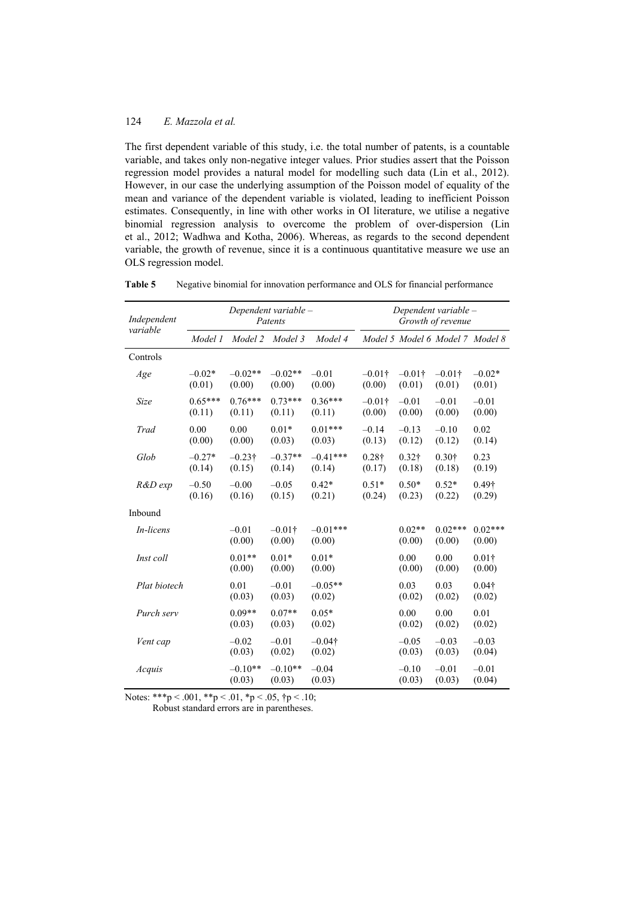The first dependent variable of this study, i.e. the total number of patents, is a countable variable, and takes only non-negative integer values. Prior studies assert that the Poisson regression model provides a natural model for modelling such data (Lin et al., 2012). However, in our case the underlying assumption of the Poisson model of equality of the mean and variance of the dependent variable is violated, leading to inefficient Poisson estimates. Consequently, in line with other works in OI literature, we utilise a negative binomial regression analysis to overcome the problem of over-dispersion (Lin et al., 2012; Wadhwa and Kotha, 2006). Whereas, as regards to the second dependent variable, the growth of revenue, since it is a continuous quantitative measure we use an OLS regression model.

**Table 5** Negative binomial for innovation performance and OLS for financial performance

| Independent variable | Dependent variable – Patents | | | | Dependent variable – Growth of revenue | | | |
|---|---|---|---|---|---|---|---|---|
| | *Model 1* | *Model 2* | *Model 3* | *Model 4* | *Model 5* | *Model 6* | *Model 7* | *Model 8* |
| Controls | | | | | | | | |
| *Age* | –0.02* (0.01) | –0.02** (0.00) | –0.02** (0.00) | –0.01 (0.00) | –0.01† (0.00) | –0.01† (0.01) | –0.01† (0.01) | –0.02* (0.01) |
| *Size* | 0.65*** (0.11) | 0.76*** (0.11) | 0.73*** (0.11) | 0.36*** (0.11) | –0.01† (0.00) | –0.01 (0.00) | –0.01 (0.00) | –0.01 (0.00) |
| *Trad* | 0.00 (0.00) | 0.00 (0.00) | 0.01* (0.03) | 0.01*** (0.03) | –0.14 (0.13) | –0.13 (0.12) | –0.10 (0.12) | 0.02 (0.14) |
| *Glob* | –0.27* (0.14) | –0.23† (0.15) | –0.37** (0.14) | –0.41*** (0.14) | 0.28† (0.17) | 0.32† (0.18) | 0.30† (0.18) | 0.23 (0.19) |
| *R&D exp* | –0.50 (0.16) | –0.00 (0.16) | –0.05 (0.15) | 0.42* (0.21) | 0.51* (0.24) | 0.50* (0.23) | 0.52* (0.22) | 0.49† (0.29) |
| Inbound | | | | | | | | |
| *In-licens* | | –0.01 (0.00) | –0.01† (0.00) | –0.01*** (0.00) | | 0.02** (0.00) | 0.02*** (0.00) | 0.02*** (0.00) |
| *Inst coll* | | 0.01** (0.00) | 0.01* (0.00) | 0.01* (0.00) | | 0.00 (0.00) | 0.00 (0.00) | 0.01† (0.00) |
| *Plat biotech* | | 0.01 (0.03) | –0.01 (0.03) | –0.05** (0.02) | | 0.03 (0.02) | 0.03 (0.02) | 0.04† (0.02) |
| *Purch serv* | | 0.09** (0.03) | 0.07** (0.03) | 0.05* (0.02) | | 0.00 (0.02) | 0.00 (0.02) | 0.01 (0.02) |
| *Vent cap* | | –0.02 (0.03) | –0.01 (0.02) | –0.04† (0.02) | | –0.05 (0.03) | –0.03 (0.03) | –0.03 (0.04) |
| *Acquis* | | –0.10** (0.03) | –0.10** (0.03) | –0.04 (0.03) | | –0.10 (0.03) | –0.01 (0.03) | –0.01 (0.04) |

Notes: *** $p < .001$, ** $p < .01$, * $p < .05$, † $p < .10$;
Robust standard errors are in parentheses.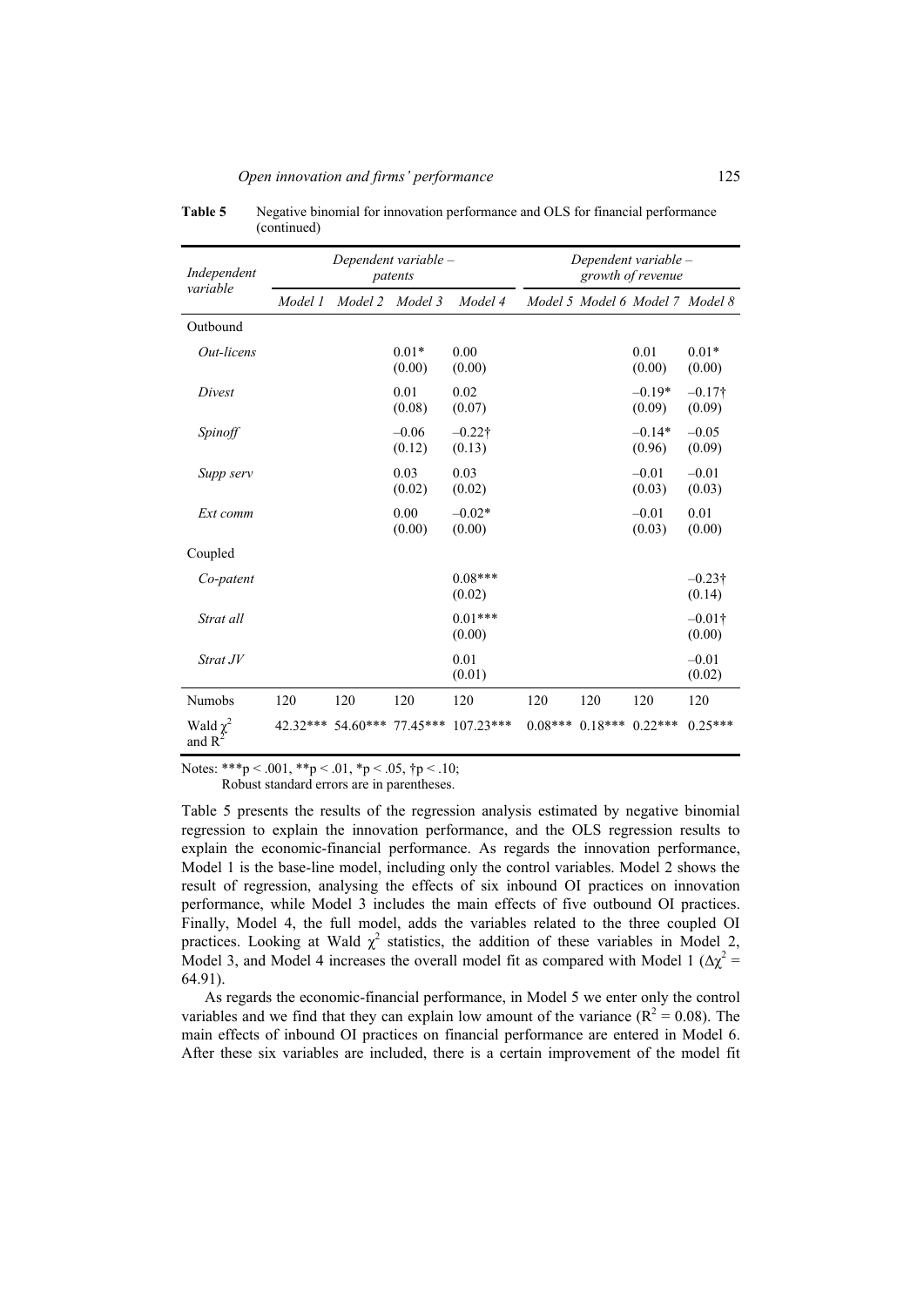**Table 5** Negative binomial for innovation performance and OLS for financial performance (continued)

| *Independent variable* | *Dependent variable – patents* | | | | *Dependent variable – growth of revenue* | | | |
|---|---|---|---|---|---|---|---|---|
| | *Model 1* | *Model 2* | *Model 3* | *Model 4* | *Model 5* | *Model 6* | *Model 7* | *Model 8* |
| Outbound | | | | | | | | |
| *Out-licens* | | | 0.01* (0.00) | 0.00 (0.00) | | | 0.01 (0.00) | 0.01* (0.00) |
| *Divest* | | | 0.01 (0.08) | 0.02 (0.07) | | | –0.19* (0.09) | –0.17† (0.09) |
| *Spinoff* | | | –0.06 (0.12) | –0.22† (0.13) | | | –0.14* (0.96) | –0.05 (0.09) |
| *Supp serv* | | | 0.03 (0.02) | 0.03 (0.02) | | | –0.01 (0.03) | –0.01 (0.03) |
| *Ext comm* | | | 0.00 (0.00) | –0.02* (0.00) | | | –0.01 (0.03) | 0.01 (0.00) |
| Coupled | | | | | | | | |
| *Co-patent* | | | | 0.08*** (0.02) | | | | –0.23† (0.14) |
| *Strat all* | | | | 0.01*** (0.00) | | | | –0.01† (0.00) |
| *Strat JV* | | | | 0.01 (0.01) | | | | –0.01 (0.02) |
| Numobs | 120 | 120 | 120 | 120 | 120 | 120 | 120 | 120 |
| Wald $\chi^2$ and $R^2$ | 42.32*** | 54.60*** | 77.45*** | 107.23*** | 0.08*** | 0.18*** | 0.22*** | 0.25*** |

Notes: ***p < .001, **p < .01, *p < .05, †p < .10;
Robust standard errors are in parentheses.

Table 5 presents the results of the regression analysis estimated by negative binomial regression to explain the innovation performance, and the OLS regression results to explain the economic-financial performance. As regards the innovation performance, Model 1 is the base-line model, including only the control variables. Model 2 shows the result of regression, analysing the effects of six inbound OI practices on innovation performance, while Model 3 includes the main effects of five outbound OI practices. Finally, Model 4, the full model, adds the variables related to the three coupled OI practices. Looking at Wald $\chi^2$ statistics, the addition of these variables in Model 2, Model 3, and Model 4 increases the overall model fit as compared with Model 1 ($\Delta\chi^2$ = 64.91).

As regards the economic-financial performance, in Model 5 we enter only the control variables and we find that they can explain low amount of the variance ($R^2$ = 0.08). The main effects of inbound OI practices on financial performance are entered in Model 6. After these six variables are included, there is a certain improvement of the model fit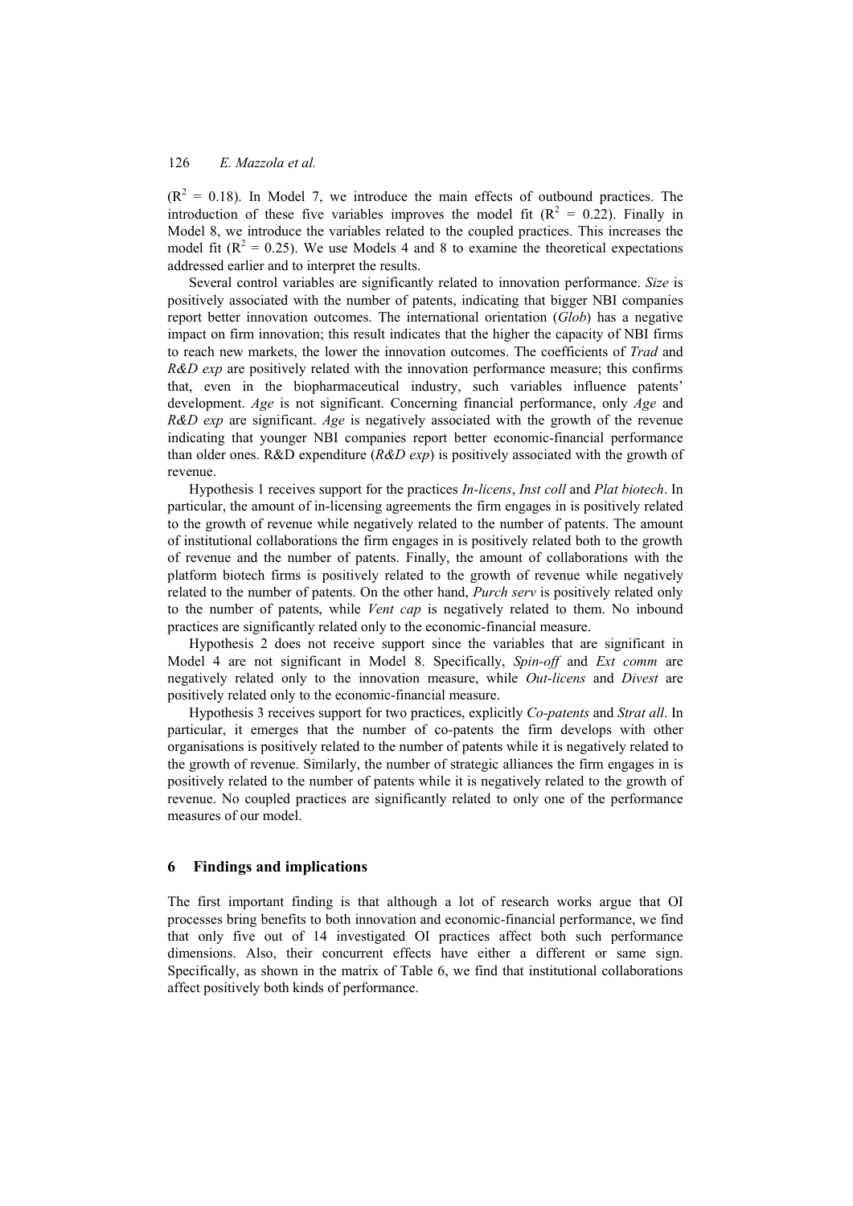($R^2$ = 0.18). In Model 7, we introduce the main effects of outbound practices. The introduction of these five variables improves the model fit ($R^2$ = 0.22). Finally in Model 8, we introduce the variables related to the coupled practices. This increases the model fit ($R^2$ = 0.25). We use Models 4 and 8 to examine the theoretical expectations addressed earlier and to interpret the results.

Several control variables are significantly related to innovation performance. *Size* is positively associated with the number of patents, indicating that bigger NBI companies report better innovation outcomes. The international orientation (*Glob*) has a negative impact on firm innovation; this result indicates that the higher the capacity of NBI firms to reach new markets, the lower the innovation outcomes. The coefficients of *Trad* and *R&D exp* are positively related with the innovation performance measure; this confirms that, even in the biopharmaceutical industry, such variables influence patents' development. *Age* is not significant. Concerning financial performance, only *Age* and *R&D exp* are significant. *Age* is negatively associated with the growth of the revenue indicating that younger NBI companies report better economic-financial performance than older ones. R&D expenditure (*R&D exp*) is positively associated with the growth of revenue.

Hypothesis 1 receives support for the practices *In-licens*, *Inst coll* and *Plat biotech*. In particular, the amount of in-licensing agreements the firm engages in is positively related to the growth of revenue while negatively related to the number of patents. The amount of institutional collaborations the firm engages in is positively related both to the growth of revenue and the number of patents. Finally, the amount of collaborations with the platform biotech firms is positively related to the growth of revenue while negatively related to the number of patents. On the other hand, *Purch serv* is positively related only to the number of patents, while *Vent cap* is negatively related to them. No inbound practices are significantly related only to the economic-financial measure.

Hypothesis 2 does not receive support since the variables that are significant in Model 4 are not significant in Model 8. Specifically, *Spin-off* and *Ext comm* are negatively related only to the innovation measure, while *Out-licens* and *Divest* are positively related only to the economic-financial measure.

Hypothesis 3 receives support for two practices, explicitly *Co-patents* and *Strat all*. In particular, it emerges that the number of co-patents the firm develops with other organisations is positively related to the number of patents while it is negatively related to the growth of revenue. Similarly, the number of strategic alliances the firm engages in is positively related to the number of patents while it is negatively related to the growth of revenue. No coupled practices are significantly related to only one of the performance measures of our model.

## 6 Findings and implications

The first important finding is that although a lot of research works argue that OI processes bring benefits to both innovation and economic-financial performance, we find that only five out of 14 investigated OI practices affect both such performance dimensions. Also, their concurrent effects have either a different or same sign. Specifically, as shown in the matrix of Table 6, we find that institutional collaborations affect positively both kinds of performance.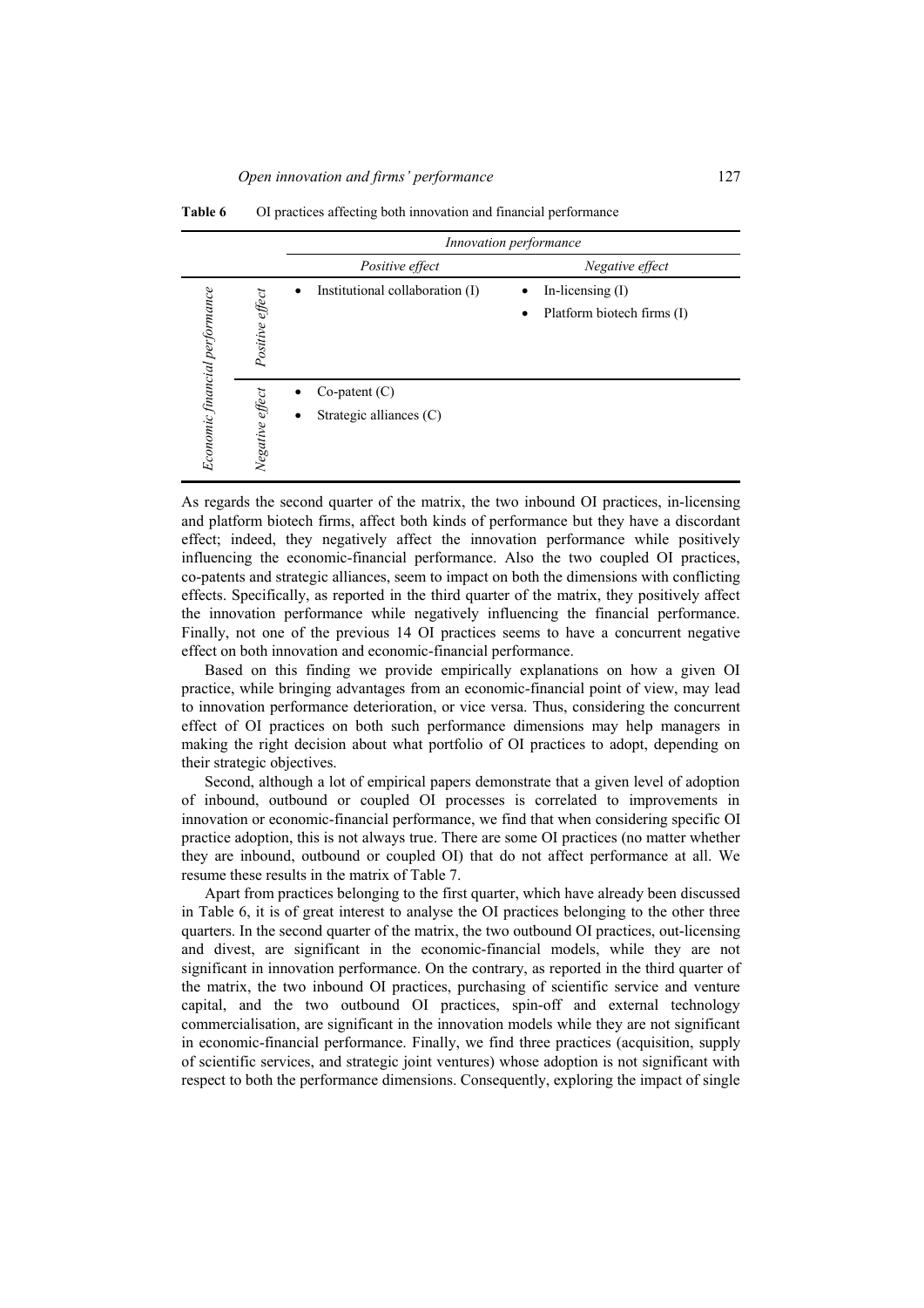**Table 6** OI practices affecting both innovation and financial performance

| | | *Innovation performance* | |
|---|---|---|---|
| | | *Positive effect* | *Negative effect* |
| *Economic financial performance* | *Positive effect* | • Institutional collaboration (I) | • In-licensing (I)<br>• Platform biotech firms (I) |
| | *Negative effect* | • Co-patent (C)<br>• Strategic alliances (C) | |

As regards the second quarter of the matrix, the two inbound OI practices, in-licensing and platform biotech firms, affect both kinds of performance but they have a discordant effect; indeed, they negatively affect the innovation performance while positively influencing the economic-financial performance. Also the two coupled OI practices, co-patents and strategic alliances, seem to impact on both the dimensions with conflicting effects. Specifically, as reported in the third quarter of the matrix, they positively affect the innovation performance while negatively influencing the financial performance. Finally, not one of the previous 14 OI practices seems to have a concurrent negative effect on both innovation and economic-financial performance.

Based on this finding we provide empirically explanations on how a given OI practice, while bringing advantages from an economic-financial point of view, may lead to innovation performance deterioration, or vice versa. Thus, considering the concurrent effect of OI practices on both such performance dimensions may help managers in making the right decision about what portfolio of OI practices to adopt, depending on their strategic objectives.

Second, although a lot of empirical papers demonstrate that a given level of adoption of inbound, outbound or coupled OI processes is correlated to improvements in innovation or economic-financial performance, we find that when considering specific OI practice adoption, this is not always true. There are some OI practices (no matter whether they are inbound, outbound or coupled OI) that do not affect performance at all. We resume these results in the matrix of Table 7.

Apart from practices belonging to the first quarter, which have already been discussed in Table 6, it is of great interest to analyse the OI practices belonging to the other three quarters. In the second quarter of the matrix, the two outbound OI practices, out-licensing and divest, are significant in the economic-financial models, while they are not significant in innovation performance. On the contrary, as reported in the third quarter of the matrix, the two inbound OI practices, purchasing of scientific service and venture capital, and the two outbound OI practices, spin-off and external technology commercialisation, are significant in the innovation models while they are not significant in economic-financial performance. Finally, we find three practices (acquisition, supply of scientific services, and strategic joint ventures) whose adoption is not significant with respect to both the performance dimensions. Consequently, exploring the impact of single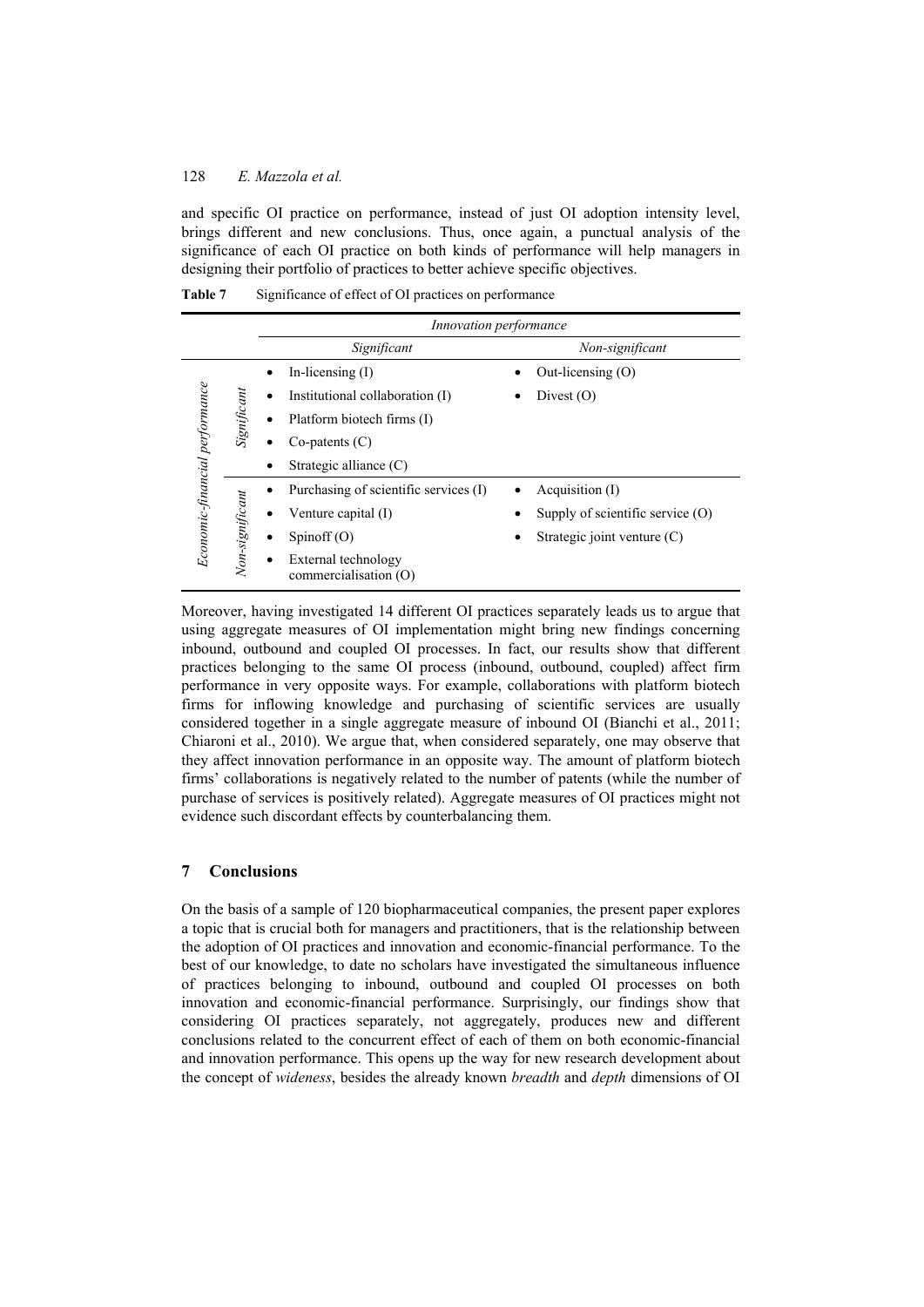and specific OI practice on performance, instead of just OI adoption intensity level, brings different and new conclusions. Thus, once again, a punctual analysis of the significance of each OI practice on both kinds of performance will help managers in designing their portfolio of practices to better achieve specific objectives.

**Table 7** Significance of effect of OI practices on performance

| | | *Innovation performance* | |
|---|---|---|---|
| | | *Significant* | *Non-significant* |
| *Economic-financial performance* | *Significant* | • In-licensing (I)<br>• Institutional collaboration (I)<br>• Platform biotech firms (I)<br>• Co-patents (C)<br>• Strategic alliance (C) | • Out-licensing (O)<br>• Divest (O) |
| | *Non-significant* | • Purchasing of scientific services (I)<br>• Venture capital (I)<br>• Spinoff (O)<br>• External technology commercialisation (O) | • Acquisition (I)<br>• Supply of scientific service (O)<br>• Strategic joint venture (C) |

Moreover, having investigated 14 different OI practices separately leads us to argue that using aggregate measures of OI implementation might bring new findings concerning inbound, outbound and coupled OI processes. In fact, our results show that different practices belonging to the same OI process (inbound, outbound, coupled) affect firm performance in very opposite ways. For example, collaborations with platform biotech firms for inflowing knowledge and purchasing of scientific services are usually considered together in a single aggregate measure of inbound OI (Bianchi et al., 2011; Chiaroni et al., 2010). We argue that, when considered separately, one may observe that they affect innovation performance in an opposite way. The amount of platform biotech firms' collaborations is negatively related to the number of patents (while the number of purchase of services is positively related). Aggregate measures of OI practices might not evidence such discordant effects by counterbalancing them.

## 7 Conclusions

On the basis of a sample of 120 biopharmaceutical companies, the present paper explores a topic that is crucial both for managers and practitioners, that is the relationship between the adoption of OI practices and innovation and economic-financial performance. To the best of our knowledge, to date no scholars have investigated the simultaneous influence of practices belonging to inbound, outbound and coupled OI processes on both innovation and economic-financial performance. Surprisingly, our findings show that considering OI practices separately, not aggregately, produces new and different conclusions related to the concurrent effect of each of them on both economic-financial and innovation performance. This opens up the way for new research development about the concept of *wideness*, besides the already known *breadth* and *depth* dimensions of OI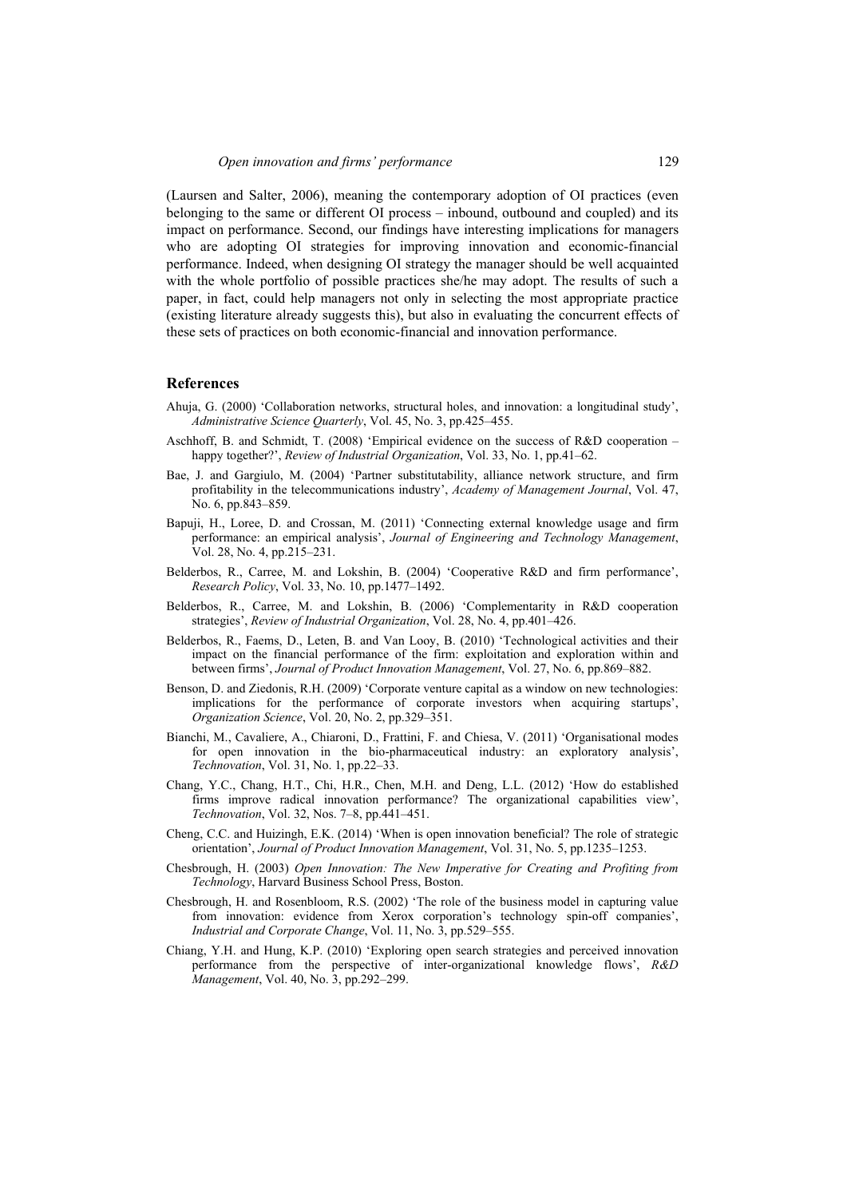(Laursen and Salter, 2006), meaning the contemporary adoption of OI practices (even belonging to the same or different OI process – inbound, outbound and coupled) and its impact on performance. Second, our findings have interesting implications for managers who are adopting OI strategies for improving innovation and economic-financial performance. Indeed, when designing OI strategy the manager should be well acquainted with the whole portfolio of possible practices she/he may adopt. The results of such a paper, in fact, could help managers not only in selecting the most appropriate practice (existing literature already suggests this), but also in evaluating the concurrent effects of these sets of practices on both economic-financial and innovation performance.

## References

Ahuja, G. (2000) 'Collaboration networks, structural holes, and innovation: a longitudinal study', *Administrative Science Quarterly*, Vol. 45, No. 3, pp.425–455.

Aschhoff, B. and Schmidt, T. (2008) 'Empirical evidence on the success of R&D cooperation – happy together?', *Review of Industrial Organization*, Vol. 33, No. 1, pp.41–62.

Bae, J. and Gargiulo, M. (2004) 'Partner substitutability, alliance network structure, and firm profitability in the telecommunications industry', *Academy of Management Journal*, Vol. 47, No. 6, pp.843–859.

Bapuji, H., Loree, D. and Crossan, M. (2011) 'Connecting external knowledge usage and firm performance: an empirical analysis', *Journal of Engineering and Technology Management*, Vol. 28, No. 4, pp.215–231.

Belderbos, R., Carree, M. and Lokshin, B. (2004) 'Cooperative R&D and firm performance', *Research Policy*, Vol. 33, No. 10, pp.1477–1492.

Belderbos, R., Carree, M. and Lokshin, B. (2006) 'Complementarity in R&D cooperation strategies', *Review of Industrial Organization*, Vol. 28, No. 4, pp.401–426.

Belderbos, R., Faems, D., Leten, B. and Van Looy, B. (2010) 'Technological activities and their impact on the financial performance of the firm: exploitation and exploration within and between firms', *Journal of Product Innovation Management*, Vol. 27, No. 6, pp.869–882.

Benson, D. and Ziedonis, R.H. (2009) 'Corporate venture capital as a window on new technologies: implications for the performance of corporate investors when acquiring startups', *Organization Science*, Vol. 20, No. 2, pp.329–351.

Bianchi, M., Cavaliere, A., Chiaroni, D., Frattini, F. and Chiesa, V. (2011) 'Organisational modes for open innovation in the bio-pharmaceutical industry: an exploratory analysis', *Technovation*, Vol. 31, No. 1, pp.22–33.

Chang, Y.C., Chang, H.T., Chi, H.R., Chen, M.H. and Deng, L.L. (2012) 'How do established firms improve radical innovation performance? The organizational capabilities view', *Technovation*, Vol. 32, Nos. 7–8, pp.441–451.

Cheng, C.C. and Huizingh, E.K. (2014) 'When is open innovation beneficial? The role of strategic orientation', *Journal of Product Innovation Management*, Vol. 31, No. 5, pp.1235–1253.

Chesbrough, H. (2003) *Open Innovation: The New Imperative for Creating and Profiting from Technology*, Harvard Business School Press, Boston.

Chesbrough, H. and Rosenbloom, R.S. (2002) 'The role of the business model in capturing value from innovation: evidence from Xerox corporation's technology spin-off companies', *Industrial and Corporate Change*, Vol. 11, No. 3, pp.529–555.

Chiang, Y.H. and Hung, K.P. (2010) 'Exploring open search strategies and perceived innovation performance from the perspective of inter-organizational knowledge flows', *R&D Management*, Vol. 40, No. 3, pp.292–299.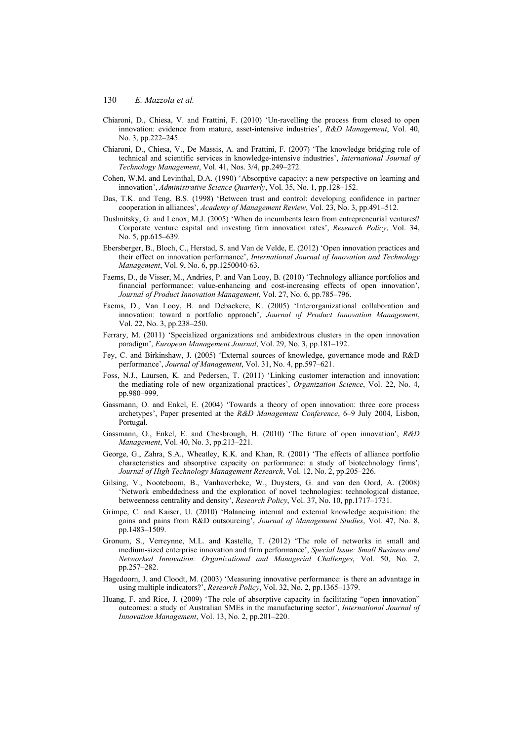Chiaroni, D., Chiesa, V. and Frattini, F. (2010) 'Un-ravelling the process from closed to open innovation: evidence from mature, asset-intensive industries', *R&D Management*, Vol. 40, No. 3, pp.222–245.

Chiaroni, D., Chiesa, V., De Massis, A. and Frattini, F. (2007) 'The knowledge bridging role of technical and scientific services in knowledge-intensive industries', *International Journal of Technology Management*, Vol. 41, Nos. 3/4, pp.249–272.

Cohen, W.M. and Levinthal, D.A. (1990) 'Absorptive capacity: a new perspective on learning and innovation', *Administrative Science Quarterly*, Vol. 35, No. 1, pp.128–152.

Das, T.K. and Teng, B.S. (1998) 'Between trust and control: developing confidence in partner cooperation in alliances', *Academy of Management Review*, Vol. 23, No. 3, pp.491–512.

Dushnitsky, G. and Lenox, M.J. (2005) 'When do incumbents learn from entrepreneurial ventures? Corporate venture capital and investing firm innovation rates', *Research Policy*, Vol. 34, No. 5, pp.615–639.

Ebersberger, B., Bloch, C., Herstad, S. and Van de Velde, E. (2012) 'Open innovation practices and their effect on innovation performance', *International Journal of Innovation and Technology Management*, Vol. 9, No. 6, pp.1250040-63.

Faems, D., de Visser, M., Andries, P. and Van Looy, B. (2010) 'Technology alliance portfolios and financial performance: value-enhancing and cost-increasing effects of open innovation', *Journal of Product Innovation Management*, Vol. 27, No. 6, pp.785–796.

Faems, D., Van Looy, B. and Debackere, K. (2005) 'Interorganizational collaboration and innovation: toward a portfolio approach', *Journal of Product Innovation Management*, Vol. 22, No. 3, pp.238–250.

Ferrary, M. (2011) 'Specialized organizations and ambidextrous clusters in the open innovation paradigm', *European Management Journal*, Vol. 29, No. 3, pp.181–192.

Fey, C. and Birkinshaw, J. (2005) 'External sources of knowledge, governance mode and R&D performance', *Journal of Management*, Vol. 31, No. 4, pp.597–621.

Foss, N.J., Laursen, K. and Pedersen, T. (2011) 'Linking customer interaction and innovation: the mediating role of new organizational practices', *Organization Science*, Vol. 22, No. 4, pp.980–999.

Gassmann, O. and Enkel, E. (2004) 'Towards a theory of open innovation: three core process archetypes', Paper presented at the *R&D Management Conference*, 6–9 July 2004, Lisbon, Portugal.

Gassmann, O., Enkel, E. and Chesbrough, H. (2010) 'The future of open innovation', *R&D Management*, Vol. 40, No. 3, pp.213–221.

George, G., Zahra, S.A., Wheatley, K.K. and Khan, R. (2001) 'The effects of alliance portfolio characteristics and absorptive capacity on performance: a study of biotechnology firms', *Journal of High Technology Management Research*, Vol. 12, No. 2, pp.205–226.

Gilsing, V., Nooteboom, B., Vanhaverbeke, W., Duysters, G. and van den Oord, A. (2008) 'Network embeddedness and the exploration of novel technologies: technological distance, betweenness centrality and density', *Research Policy*, Vol. 37, No. 10, pp.1717–1731.

Grimpe, C. and Kaiser, U. (2010) 'Balancing internal and external knowledge acquisition: the gains and pains from R&D outsourcing', *Journal of Management Studies*, Vol. 47, No. 8, pp.1483–1509.

Gronum, S., Verreynne, M.L. and Kastelle, T. (2012) 'The role of networks in small and medium-sized enterprise innovation and firm performance', *Special Issue: Small Business and Networked Innovation: Organizational and Managerial Challenges*, Vol. 50, No. 2, pp.257–282.

Hagedoorn, J. and Cloodt, M. (2003) 'Measuring innovative performance: is there an advantage in using multiple indicators?', *Research Policy*, Vol. 32, No. 2, pp.1365–1379.

Huang, F. and Rice, J. (2009) 'The role of absorptive capacity in facilitating "open innovation" outcomes: a study of Australian SMEs in the manufacturing sector', *International Journal of Innovation Management*, Vol. 13, No. 2, pp.201–220.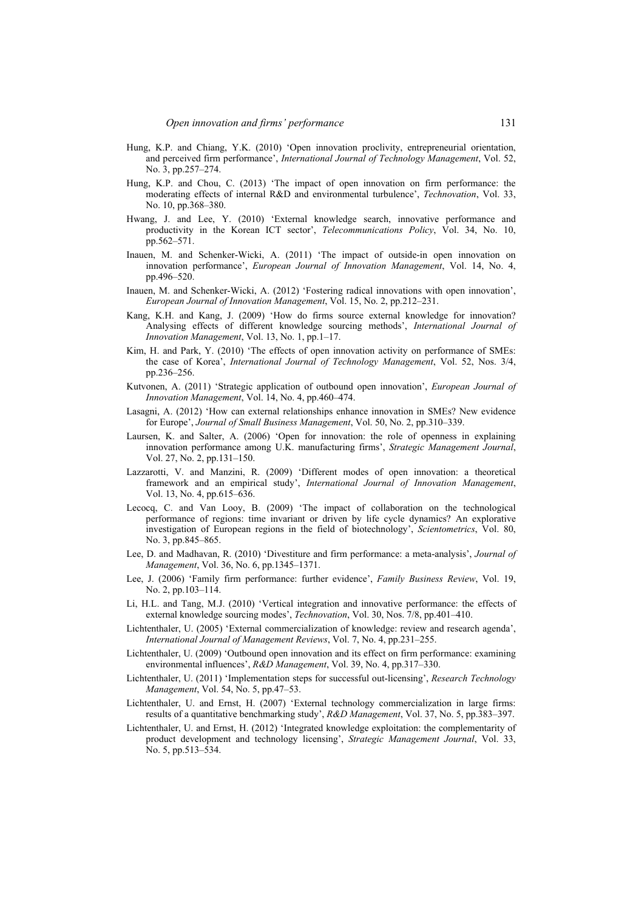Hung, K.P. and Chiang, Y.K. (2010) 'Open innovation proclivity, entrepreneurial orientation, and perceived firm performance', *International Journal of Technology Management*, Vol. 52, No. 3, pp.257–274.

Hung, K.P. and Chou, C. (2013) 'The impact of open innovation on firm performance: the moderating effects of internal R&D and environmental turbulence', *Technovation*, Vol. 33, No. 10, pp.368–380.

Hwang, J. and Lee, Y. (2010) 'External knowledge search, innovative performance and productivity in the Korean ICT sector', *Telecommunications Policy*, Vol. 34, No. 10, pp.562–571.

Inauen, M. and Schenker-Wicki, A. (2011) 'The impact of outside-in open innovation on innovation performance', *European Journal of Innovation Management*, Vol. 14, No. 4, pp.496–520.

Inauen, M. and Schenker-Wicki, A. (2012) 'Fostering radical innovations with open innovation', *European Journal of Innovation Management*, Vol. 15, No. 2, pp.212–231.

Kang, K.H. and Kang, J. (2009) 'How do firms source external knowledge for innovation? Analysing effects of different knowledge sourcing methods', *International Journal of Innovation Management*, Vol. 13, No. 1, pp.1–17.

Kim, H. and Park, Y. (2010) 'The effects of open innovation activity on performance of SMEs: the case of Korea', *International Journal of Technology Management*, Vol. 52, Nos. 3/4, pp.236–256.

Kutvonen, A. (2011) 'Strategic application of outbound open innovation', *European Journal of Innovation Management*, Vol. 14, No. 4, pp.460–474.

Lasagni, A. (2012) 'How can external relationships enhance innovation in SMEs? New evidence for Europe', *Journal of Small Business Management*, Vol. 50, No. 2, pp.310–339.

Laursen, K. and Salter, A. (2006) 'Open for innovation: the role of openness in explaining innovation performance among U.K. manufacturing firms', *Strategic Management Journal*, Vol. 27, No. 2, pp.131–150.

Lazzarotti, V. and Manzini, R. (2009) 'Different modes of open innovation: a theoretical framework and an empirical study', *International Journal of Innovation Management*, Vol. 13, No. 4, pp.615–636.

Lecocq, C. and Van Looy, B. (2009) 'The impact of collaboration on the technological performance of regions: time invariant or driven by life cycle dynamics? An explorative investigation of European regions in the field of biotechnology', *Scientometrics*, Vol. 80, No. 3, pp.845–865.

Lee, D. and Madhavan, R. (2010) 'Divestiture and firm performance: a meta-analysis', *Journal of Management*, Vol. 36, No. 6, pp.1345–1371.

Lee, J. (2006) 'Family firm performance: further evidence', *Family Business Review*, Vol. 19, No. 2, pp.103–114.

Li, H.L. and Tang, M.J. (2010) 'Vertical integration and innovative performance: the effects of external knowledge sourcing modes', *Technovation*, Vol. 30, Nos. 7/8, pp.401–410.

Lichtenthaler, U. (2005) 'External commercialization of knowledge: review and research agenda', *International Journal of Management Reviews*, Vol. 7, No. 4, pp.231–255.

Lichtenthaler, U. (2009) 'Outbound open innovation and its effect on firm performance: examining environmental influences', *R&D Management*, Vol. 39, No. 4, pp.317–330.

Lichtenthaler, U. (2011) 'Implementation steps for successful out-licensing', *Research Technology Management*, Vol. 54, No. 5, pp.47–53.

Lichtenthaler, U. and Ernst, H. (2007) 'External technology commercialization in large firms: results of a quantitative benchmarking study', *R&D Management*, Vol. 37, No. 5, pp.383–397.

Lichtenthaler, U. and Ernst, H. (2012) 'Integrated knowledge exploitation: the complementarity of product development and technology licensing', *Strategic Management Journal*, Vol. 33, No. 5, pp.513–534.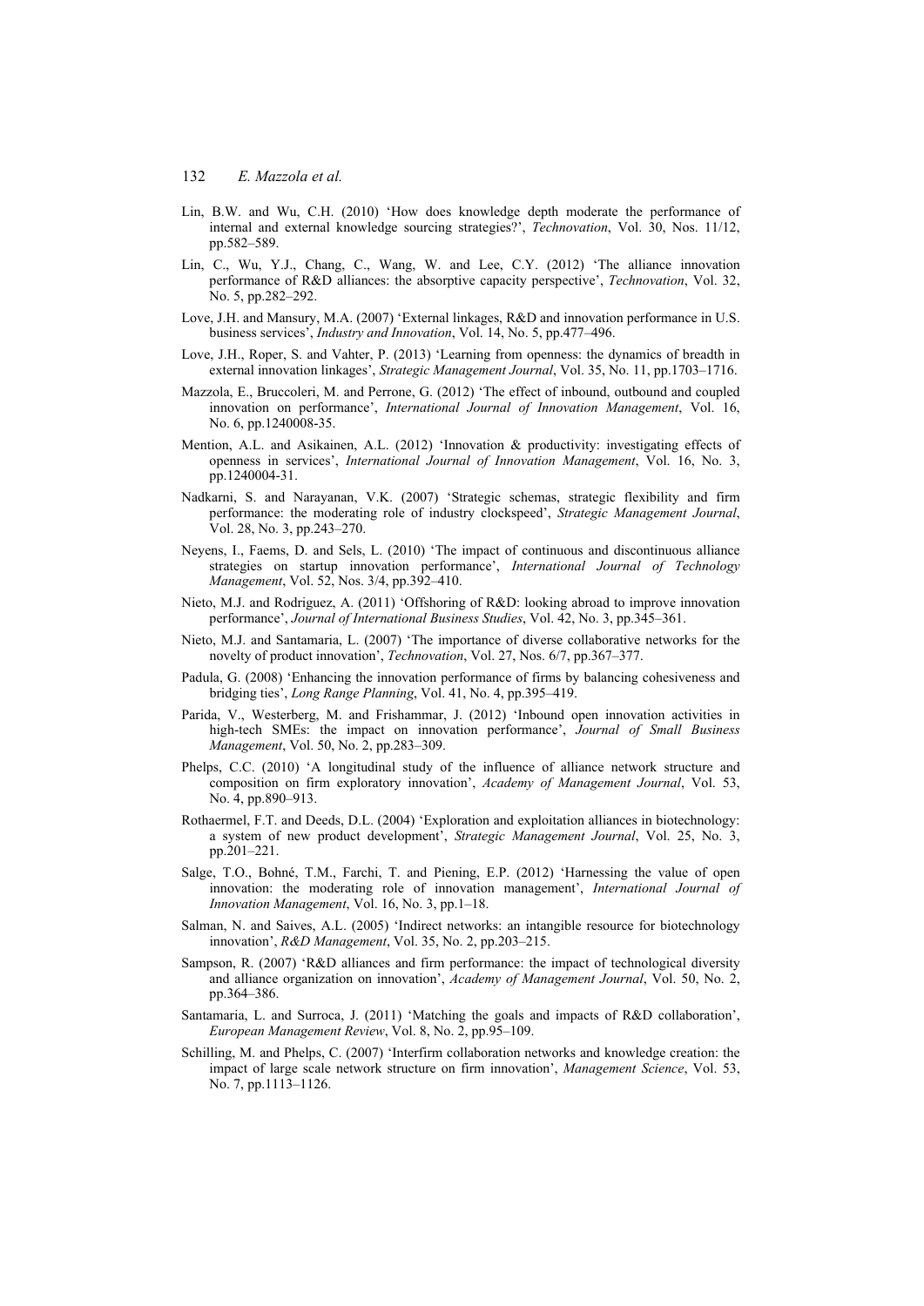Lin, B.W. and Wu, C.H. (2010) 'How does knowledge depth moderate the performance of internal and external knowledge sourcing strategies?', *Technovation*, Vol. 30, Nos. 11/12, pp.582–589.

Lin, C., Wu, Y.J., Chang, C., Wang, W. and Lee, C.Y. (2012) 'The alliance innovation performance of R&D alliances: the absorptive capacity perspective', *Technovation*, Vol. 32, No. 5, pp.282–292.

Love, J.H. and Mansury, M.A. (2007) 'External linkages, R&D and innovation performance in U.S. business services', *Industry and Innovation*, Vol. 14, No. 5, pp.477–496.

Love, J.H., Roper, S. and Vahter, P. (2013) 'Learning from openness: the dynamics of breadth in external innovation linkages', *Strategic Management Journal*, Vol. 35, No. 11, pp.1703–1716.

Mazzola, E., Bruccoleri, M. and Perrone, G. (2012) 'The effect of inbound, outbound and coupled innovation on performance', *International Journal of Innovation Management*, Vol. 16, No. 6, pp.1240008-35.

Mention, A.L. and Asikainen, A.L. (2012) 'Innovation & productivity: investigating effects of openness in services', *International Journal of Innovation Management*, Vol. 16, No. 3, pp.1240004-31.

Nadkarni, S. and Narayanan, V.K. (2007) 'Strategic schemas, strategic flexibility and firm performance: the moderating role of industry clockspeed', *Strategic Management Journal*, Vol. 28, No. 3, pp.243–270.

Neyens, I., Faems, D. and Sels, L. (2010) 'The impact of continuous and discontinuous alliance strategies on startup innovation performance', *International Journal of Technology Management*, Vol. 52, Nos. 3/4, pp.392–410.

Nieto, M.J. and Rodriguez, A. (2011) 'Offshoring of R&D: looking abroad to improve innovation performance', *Journal of International Business Studies*, Vol. 42, No. 3, pp.345–361.

Nieto, M.J. and Santamaria, L. (2007) 'The importance of diverse collaborative networks for the novelty of product innovation', *Technovation*, Vol. 27, Nos. 6/7, pp.367–377.

Padula, G. (2008) 'Enhancing the innovation performance of firms by balancing cohesiveness and bridging ties', *Long Range Planning*, Vol. 41, No. 4, pp.395–419.

Parida, V., Westerberg, M. and Frishammar, J. (2012) 'Inbound open innovation activities in high-tech SMEs: the impact on innovation performance', *Journal of Small Business Management*, Vol. 50, No. 2, pp.283–309.

Phelps, C.C. (2010) 'A longitudinal study of the influence of alliance network structure and composition on firm exploratory innovation', *Academy of Management Journal*, Vol. 53, No. 4, pp.890–913.

Rothaermel, F.T. and Deeds, D.L. (2004) 'Exploration and exploitation alliances in biotechnology: a system of new product development', *Strategic Management Journal*, Vol. 25, No. 3, pp.201–221.

Salge, T.O., Bohné, T.M., Farchi, T. and Piening, E.P. (2012) 'Harnessing the value of open innovation: the moderating role of innovation management', *International Journal of Innovation Management*, Vol. 16, No. 3, pp.1–18.

Salman, N. and Saives, A.L. (2005) 'Indirect networks: an intangible resource for biotechnology innovation', *R&D Management*, Vol. 35, No. 2, pp.203–215.

Sampson, R. (2007) 'R&D alliances and firm performance: the impact of technological diversity and alliance organization on innovation', *Academy of Management Journal*, Vol. 50, No. 2, pp.364–386.

Santamaria, L. and Surroca, J. (2011) 'Matching the goals and impacts of R&D collaboration', *European Management Review*, Vol. 8, No. 2, pp.95–109.

Schilling, M. and Phelps, C. (2007) 'Interfirm collaboration networks and knowledge creation: the impact of large scale network structure on firm innovation', *Management Science*, Vol. 53, No. 7, pp.1113–1126.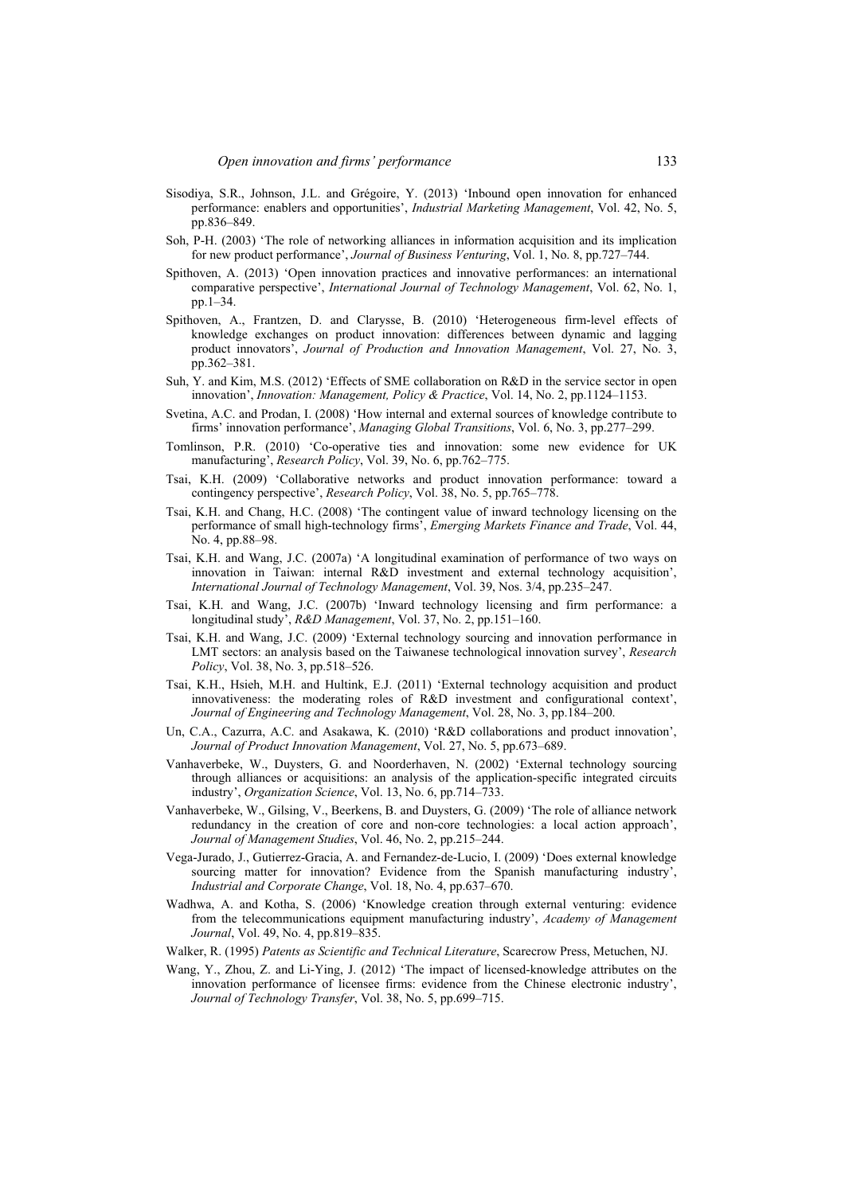Sisodiya, S.R., Johnson, J.L. and Grégoire, Y. (2013) 'Inbound open innovation for enhanced performance: enablers and opportunities', *Industrial Marketing Management*, Vol. 42, No. 5, pp.836–849.

Soh, P-H. (2003) 'The role of networking alliances in information acquisition and its implication for new product performance', *Journal of Business Venturing*, Vol. 1, No. 8, pp.727–744.

Spithoven, A. (2013) 'Open innovation practices and innovative performances: an international comparative perspective', *International Journal of Technology Management*, Vol. 62, No. 1, pp.1–34.

Spithoven, A., Frantzen, D. and Clarysse, B. (2010) 'Heterogeneous firm-level effects of knowledge exchanges on product innovation: differences between dynamic and lagging product innovators', *Journal of Production and Innovation Management*, Vol. 27, No. 3, pp.362–381.

Suh, Y. and Kim, M.S. (2012) 'Effects of SME collaboration on R&D in the service sector in open innovation', *Innovation: Management, Policy & Practice*, Vol. 14, No. 2, pp.1124–1153.

Svetina, A.C. and Prodan, I. (2008) 'How internal and external sources of knowledge contribute to firms' innovation performance', *Managing Global Transitions*, Vol. 6, No. 3, pp.277–299.

Tomlinson, P.R. (2010) 'Co-operative ties and innovation: some new evidence for UK manufacturing', *Research Policy*, Vol. 39, No. 6, pp.762–775.

Tsai, K.H. (2009) 'Collaborative networks and product innovation performance: toward a contingency perspective', *Research Policy*, Vol. 38, No. 5, pp.765–778.

Tsai, K.H. and Chang, H.C. (2008) 'The contingent value of inward technology licensing on the performance of small high-technology firms', *Emerging Markets Finance and Trade*, Vol. 44, No. 4, pp.88–98.

Tsai, K.H. and Wang, J.C. (2007a) 'A longitudinal examination of performance of two ways on innovation in Taiwan: internal R&D investment and external technology acquisition', *International Journal of Technology Management*, Vol. 39, Nos. 3/4, pp.235–247.

Tsai, K.H. and Wang, J.C. (2007b) 'Inward technology licensing and firm performance: a longitudinal study', *R&D Management*, Vol. 37, No. 2, pp.151–160.

Tsai, K.H. and Wang, J.C. (2009) 'External technology sourcing and innovation performance in LMT sectors: an analysis based on the Taiwanese technological innovation survey', *Research Policy*, Vol. 38, No. 3, pp.518–526.

Tsai, K.H., Hsieh, M.H. and Hultink, E.J. (2011) 'External technology acquisition and product innovativeness: the moderating roles of R&D investment and configurational context', *Journal of Engineering and Technology Management*, Vol. 28, No. 3, pp.184–200.

Un, C.A., Cazurra, A.C. and Asakawa, K. (2010) 'R&D collaborations and product innovation', *Journal of Product Innovation Management*, Vol. 27, No. 5, pp.673–689.

Vanhaverbeke, W., Duysters, G. and Noorderhaven, N. (2002) 'External technology sourcing through alliances or acquisitions: an analysis of the application-specific integrated circuits industry', *Organization Science*, Vol. 13, No. 6, pp.714–733.

Vanhaverbeke, W., Gilsing, V., Beerkens, B. and Duysters, G. (2009) 'The role of alliance network redundancy in the creation of core and non-core technologies: a local action approach', *Journal of Management Studies*, Vol. 46, No. 2, pp.215–244.

Vega-Jurado, J., Gutierrez-Gracia, A. and Fernandez-de-Lucio, I. (2009) 'Does external knowledge sourcing matter for innovation? Evidence from the Spanish manufacturing industry', *Industrial and Corporate Change*, Vol. 18, No. 4, pp.637–670.

Wadhwa, A. and Kotha, S. (2006) 'Knowledge creation through external venturing: evidence from the telecommunications equipment manufacturing industry', *Academy of Management Journal*, Vol. 49, No. 4, pp.819–835.

Walker, R. (1995) *Patents as Scientific and Technical Literature*, Scarecrow Press, Metuchen, NJ.

Wang, Y., Zhou, Z. and Li-Ying, J. (2012) 'The impact of licensed-knowledge attributes on the innovation performance of licensee firms: evidence from the Chinese electronic industry', *Journal of Technology Transfer*, Vol. 38, No. 5, pp.699–715.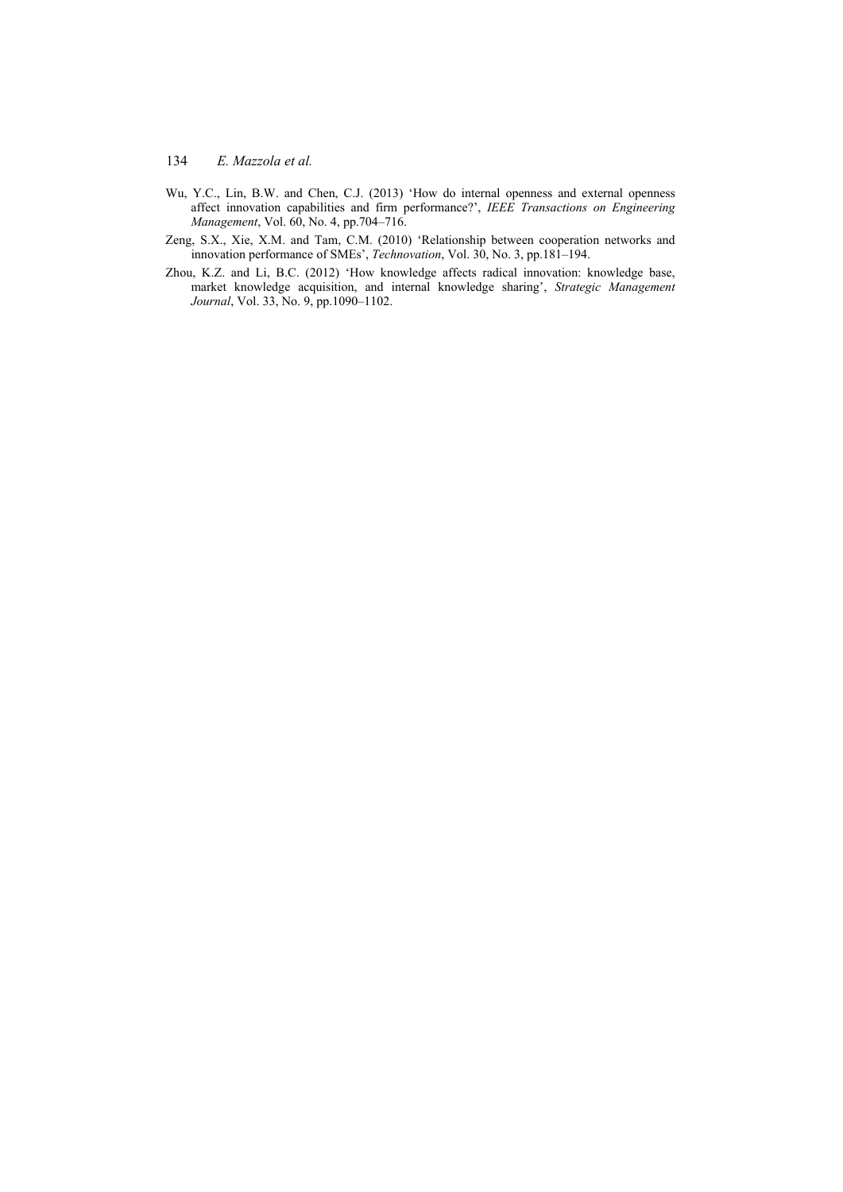Wu, Y.C., Lin, B.W. and Chen, C.J. (2013) 'How do internal openness and external openness affect innovation capabilities and firm performance?', *IEEE Transactions on Engineering Management*, Vol. 60, No. 4, pp.704–716.

Zeng, S.X., Xie, X.M. and Tam, C.M. (2010) 'Relationship between cooperation networks and innovation performance of SMEs', *Technovation*, Vol. 30, No. 3, pp.181–194.

Zhou, K.Z. and Li, B.C. (2012) 'How knowledge affects radical innovation: knowledge base, market knowledge acquisition, and internal knowledge sharing', *Strategic Management Journal*, Vol. 33, No. 9, pp.1090–1102.